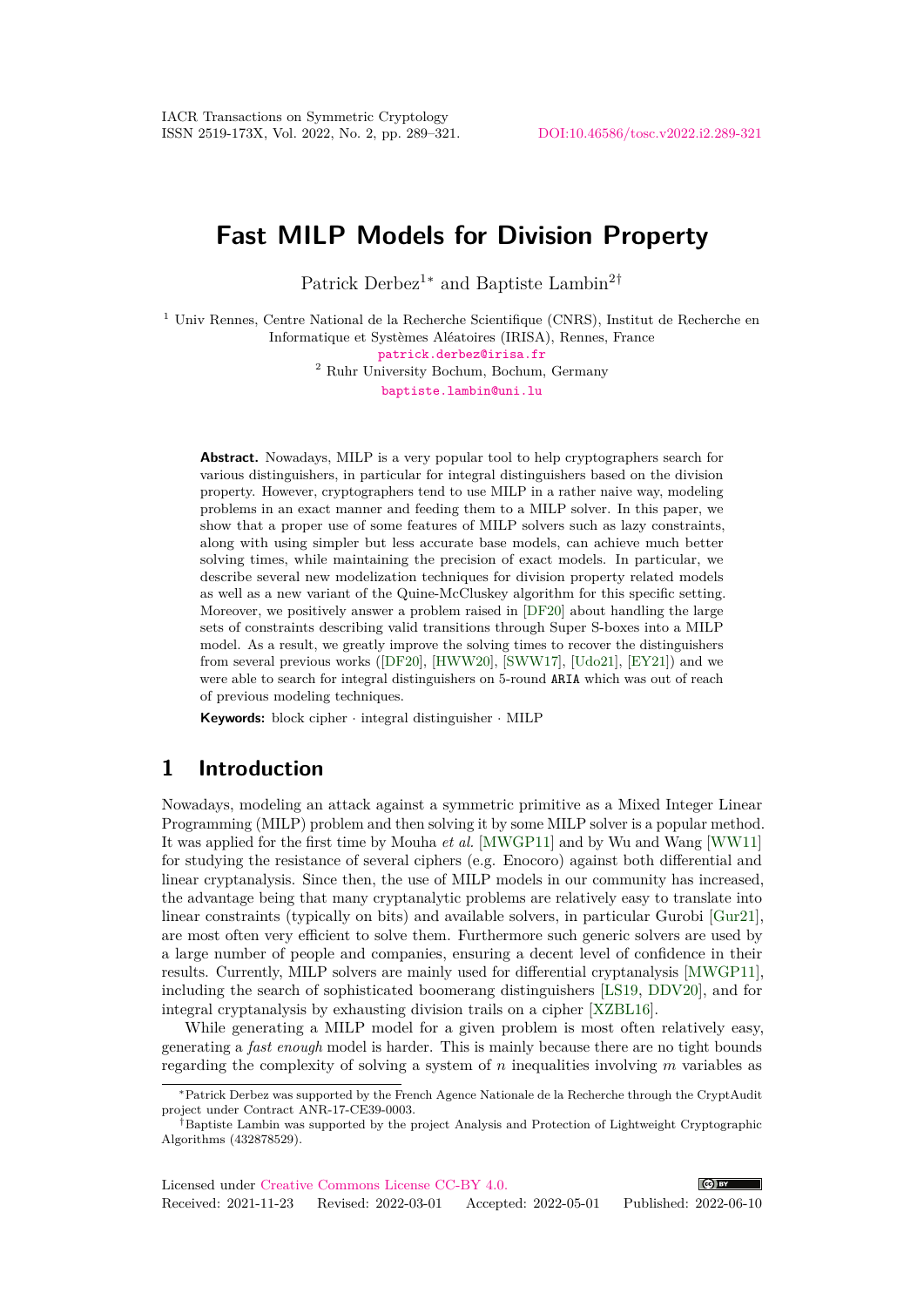# Fast MILP Models for Division Property

Patrick Derbez[1*] and Baptiste Lambin[2†]

[1] Univ Rennes, Centre National de la Recherche Scientifique (CNRS), Institut de Recherche en Informatique et Systèmes Aléatoires (IRISA), Rennes, France
patrick.derbez@irisa.fr
[2] Ruhr University Bochum, Bochum, Germany
baptiste.lambin@uni.lu

**Abstract.** Nowadays, MILP is a very popular tool to help cryptographers search for various distinguishers, in particular for integral distinguishers based on the division property. However, cryptographers tend to use MILP in a rather naive way, modeling problems in an exact manner and feeding them to a MILP solver. In this paper, we show that a proper use of some features of MILP solvers such as lazy constraints, along with using simpler but less accurate base models, can achieve much better solving times, while maintaining the precision of exact models. In particular, we describe several new modelization techniques for division property related models as well as a new variant of the Quine-McCluskey algorithm for this specific setting. Moreover, we positively answer a problem raised in [DF20] about handling the large sets of constraints describing valid transitions through Super S-boxes into a MILP model. As a result, we greatly improve the solving times to recover the distinguishers from several previous works ([DF20], [HWW20], [SWW17], [Udo21], [EY21]) and we were able to search for integral distinguishers on 5-round ARIA which was out of reach of previous modeling techniques.

**Keywords:** block cipher · integral distinguisher · MILP

## 1 Introduction

Nowadays, modeling an attack against a symmetric primitive as a Mixed Integer Linear Programming (MILP) problem and then solving it by some MILP solver is a popular method. It was applied for the first time by Mouha *et al.* [MWGP11] and by Wu and Wang [WW11] for studying the resistance of several ciphers (e.g. Enocoro) against both differential and linear cryptanalysis. Since then, the use of MILP models in our community has increased, the advantage being that many cryptanalytic problems are relatively easy to translate into linear constraints (typically on bits) and available solvers, in particular Gurobi [Gur21], are most often very efficient to solve them. Furthermore such generic solvers are used by a large number of people and companies, ensuring a decent level of confidence in their results. Currently, MILP solvers are mainly used for differential cryptanalysis [MWGP11], including the search of sophisticated boomerang distinguishers [LS19, DDV20], and for integral cryptanalysis by exhausting division trails on a cipher [XZBL16].

While generating a MILP model for a given problem is most often relatively easy, generating a *fast enough* model is harder. This is mainly because there are no tight bounds regarding the complexity of solving a system of $n$ inequalities involving $m$ variables as

*Patrick Derbez was supported by the French Agence Nationale de la Recherche through the CryptAudit project under Contract ANR-17-CE39-0003.

†Baptiste Lambin was supported by the project Analysis and Protection of Lightweight Cryptographic Algorithms (432878529).

Licensed under Creative Commons License CC-BY 4.0.
Received: 2021-11-23 Revised: 2022-03-01 Accepted: 2022-05-01 Published: 2022-06-10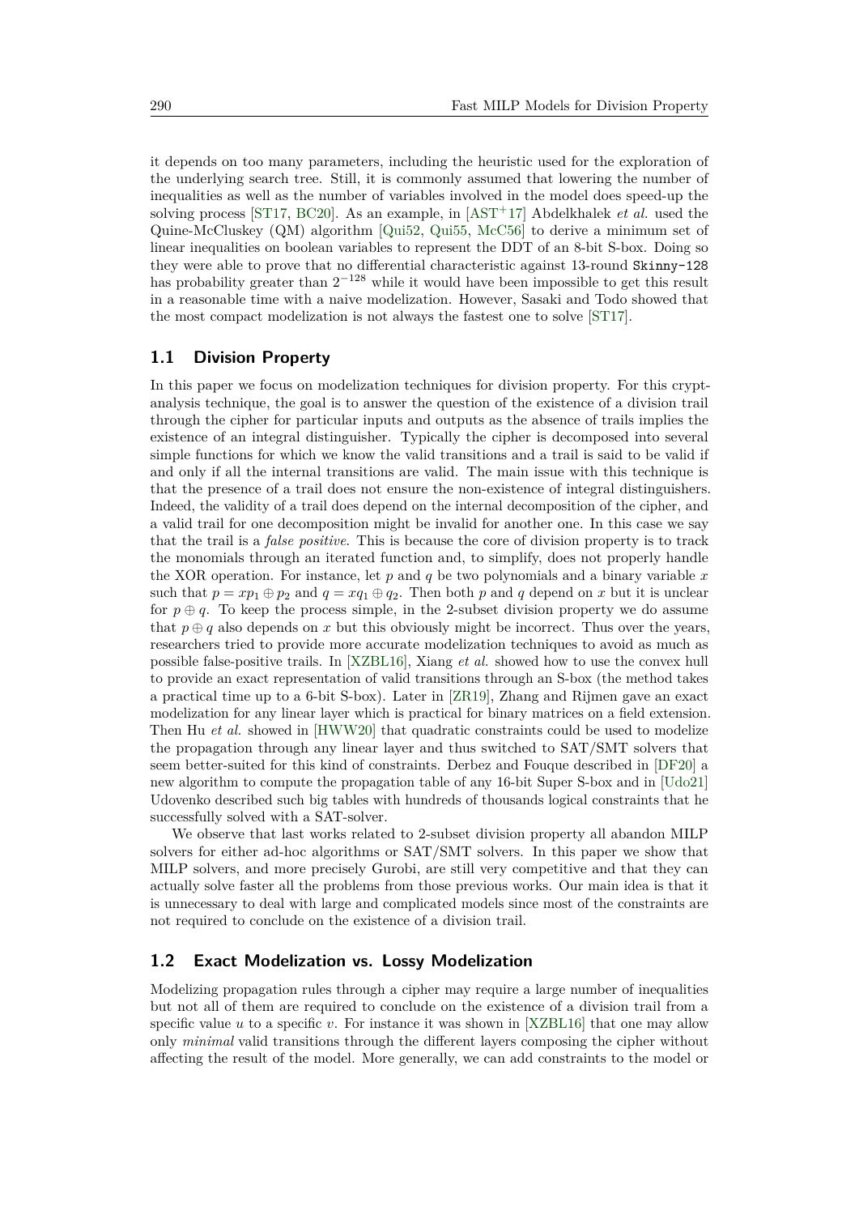it depends on too many parameters, including the heuristic used for the exploration of the underlying search tree. Still, it is commonly assumed that lowering the number of inequalities as well as the number of variables involved in the model does speed-up the solving process [ST17, BC20]. As an example, in [AST+17] Abdelkhalek *et al.* used the Quine-McCluskey (QM) algorithm [Qui52, Qui55, McC56] to derive a minimum set of linear inequalities on boolean variables to represent the DDT of an 8-bit S-box. Doing so they were able to prove that no differential characteristic against 13-round `Skinny-128` has probability greater than $2^{-128}$ while it would have been impossible to get this result in a reasonable time with a naive modelization. However, Sasaki and Todo showed that the most compact modelization is not always the fastest one to solve [ST17].

## 1.1 Division Property

In this paper we focus on modelization techniques for division property. For this cryptanalysis technique, the goal is to answer the question of the existence of a division trail through the cipher for particular inputs and outputs as the absence of trails implies the existence of an integral distinguisher. Typically the cipher is decomposed into several simple functions for which we know the valid transitions and a trail is said to be valid if and only if all the internal transitions are valid. The main issue with this technique is that the presence of a trail does not ensure the non-existence of integral distinguishers. Indeed, the validity of a trail does depend on the internal decomposition of the cipher, and a valid trail for one decomposition might be invalid for another one. In this case we say that the trail is a *false positive*. This is because the core of division property is to track the monomials through an iterated function and, to simplify, does not properly handle the XOR operation. For instance, let $p$ and $q$ be two polynomials and a binary variable $x$ such that $p = xp_1 \oplus p_2$ and $q = xq_1 \oplus q_2$. Then both $p$ and $q$ depend on $x$ but it is unclear for $p \oplus q$. To keep the process simple, in the 2-subset division property we do assume that $p \oplus q$ also depends on $x$ but this obviously might be incorrect. Thus over the years, researchers tried to provide more accurate modelization techniques to avoid as much as possible false-positive trails. In [XZBL16], Xiang *et al.* showed how to use the convex hull to provide an exact representation of valid transitions through an S-box (the method takes a practical time up to a 6-bit S-box). Later in [ZR19], Zhang and Rijmen gave an exact modelization for any linear layer which is practical for binary matrices on a field extension. Then Hu *et al.* showed in [HWW20] that quadratic constraints could be used to modelize the propagation through any linear layer and thus switched to SAT/SMT solvers that seem better-suited for this kind of constraints. Derbez and Fouque described in [DF20] a new algorithm to compute the propagation table of any 16-bit Super S-box and in [Udo21] Udovenko described such big tables with hundreds of thousands logical constraints that he successfully solved with a SAT-solver.

We observe that last works related to 2-subset division property all abandon MILP solvers for either ad-hoc algorithms or SAT/SMT solvers. In this paper we show that MILP solvers, and more precisely Gurobi, are still very competitive and that they can actually solve faster all the problems from those previous works. Our main idea is that it is unnecessary to deal with large and complicated models since most of the constraints are not required to conclude on the existence of a division trail.

## 1.2 Exact Modelization vs. Lossy Modelization

Modelizing propagation rules through a cipher may require a large number of inequalities but not all of them are required to conclude on the existence of a division trail from a specific value $u$ to a specific $v$. For instance it was shown in [XZBL16] that one may allow only *minimal* valid transitions through the different layers composing the cipher without affecting the result of the model. More generally, we can add constraints to the model or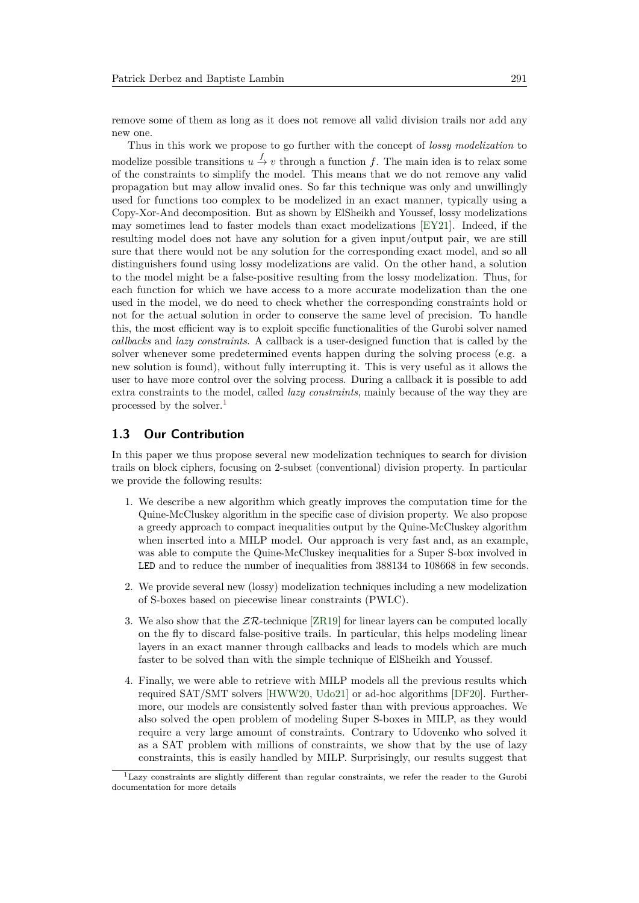remove some of them as long as it does not remove all valid division trails nor add any new one.

Thus in this work we propose to go further with the concept of *lossy modelization* to modelize possible transitions $u \xrightarrow{f} v$ through a function $f$. The main idea is to relax some of the constraints to simplify the model. This means that we do not remove any valid propagation but may allow invalid ones. So far this technique was only and unwillingly used for functions too complex to be modelized in an exact manner, typically using a Copy-Xor-And decomposition. But as shown by ElSheikh and Youssef, lossy modelizations may sometimes lead to faster models than exact modelizations [EY21]. Indeed, if the resulting model does not have any solution for a given input/output pair, we are still sure that there would not be any solution for the corresponding exact model, and so all distinguishers found using lossy modelizations are valid. On the other hand, a solution to the model might be a false-positive resulting from the lossy modelization. Thus, for each function for which we have access to a more accurate modelization than the one used in the model, we do need to check whether the corresponding constraints hold or not for the actual solution in order to conserve the same level of precision. To handle this, the most efficient way is to exploit specific functionalities of the Gurobi solver named *callbacks* and *lazy constraints*. A callback is a user-designed function that is called by the solver whenever some predetermined events happen during the solving process (e.g. a new solution is found), without fully interrupting it. This is very useful as it allows the user to have more control over the solving process. During a callback it is possible to add extra constraints to the model, called *lazy constraints*, mainly because of the way they are processed by the solver.[1]

## 1.3 Our Contribution

In this paper we thus propose several new modelization techniques to search for division trails on block ciphers, focusing on 2-subset (conventional) division property. In particular we provide the following results:

1. We describe a new algorithm which greatly improves the computation time for the Quine-McCluskey algorithm in the specific case of division property. We also propose a greedy approach to compact inequalities output by the Quine-McCluskey algorithm when inserted into a MILP model. Our approach is very fast and, as an example, was able to compute the Quine-McCluskey inequalities for a Super S-box involved in LED and to reduce the number of inequalities from 388134 to 108668 in few seconds.
2. We provide several new (lossy) modelization techniques including a new modelization of S-boxes based on piecewise linear constraints (PWLC).
3. We also show that the $\mathcal{ZR}$-technique [ZR19] for linear layers can be computed locally on the fly to discard false-positive trails. In particular, this helps modeling linear layers in an exact manner through callbacks and leads to models which are much faster to be solved than with the simple technique of ElSheikh and Youssef.
4. Finally, we were able to retrieve with MILP models all the previous results which required SAT/SMT solvers [HWW20, Udo21] or ad-hoc algorithms [DF20]. Furthermore, our models are consistently solved faster than with previous approaches. We also solved the open problem of modeling Super S-boxes in MILP, as they would require a very large amount of constraints. Contrary to Udovenko who solved it as a SAT problem with millions of constraints, we show that by the use of lazy constraints, this is easily handled by MILP. Surprisingly, our results suggest that

[1] Lazy constraints are slightly different than regular constraints, we refer the reader to the Gurobi documentation for more details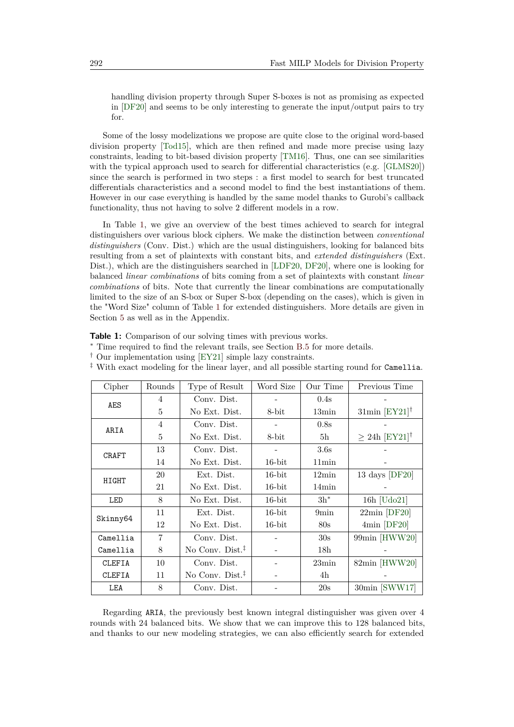handling division property through Super S-boxes is not as promising as expected in [DF20] and seems to be only interesting to generate the input/output pairs to try for.

Some of the lossy modelizations we propose are quite close to the original word-based division property [Tod15], which are then refined and made more precise using lazy constraints, leading to bit-based division property [TM16]. Thus, one can see similarities with the typical approach used to search for differential characteristics (e.g. [GLMS20]) since the search is performed in two steps : a first model to search for best truncated differentials characteristics and a second model to find the best instantiations of them. However in our case everything is handled by the same model thanks to Gurobi's callback functionality, thus not having to solve 2 different models in a row.

In Table 1, we give an overview of the best times achieved to search for integral distinguishers over various block ciphers. We make the distinction between *conventional distinguishers* (Conv. Dist.) which are the usual distinguishers, looking for balanced bits resulting from a set of plaintexts with constant bits, and *extended distinguishers* (Ext. Dist.), which are the distinguishers searched in [LDF20, DF20], where one is looking for balanced *linear combinations* of bits coming from a set of plaintexts with constant *linear combinations* of bits. Note that currently the linear combinations are computationally limited to the size of an S-box or Super S-box (depending on the cases), which is given in the "Word Size" column of Table 1 for extended distinguishers. More details are given in Section 5 as well as in the Appendix.

**Table 1:** Comparison of our solving times with previous works.
\* Time required to find the relevant trails, see Section B.5 for more details.
† Our implementation using [EY21] simple lazy constraints.
‡ With exact modeling for the linear layer, and all possible starting round for `Camellia`.

| Cipher | Rounds | Type of Result | Word Size | Our Time | Previous Time |
|---|---|---|---|---|---|
| `AES` | 4 | Conv. Dist. | - | 0.4s | - |
| | 5 | No Ext. Dist. | 8-bit | 13min | 31min [EY21]† |
| `ARIA` | 4 | Conv. Dist. | - | 0.8s | - |
| | 5 | No Ext. Dist. | 8-bit | 5h | $\geq$ 24h [EY21]† |
| `CRAFT` | 13 | Conv. Dist. | - | 3.6s | - |
| | 14 | No Ext. Dist. | 16-bit | 11min | - |
| `HIGHT` | 20 | Ext. Dist. | 16-bit | 12min | 13 days [DF20] |
| | 21 | No Ext. Dist. | 16-bit | 14min | - |
| `LED` | 8 | No Ext. Dist. | 16-bit | 3h* | 16h [Udo21] |
| `Skinny64` | 11 | Ext. Dist. | 16-bit | 9min | 22min [DF20] |
| | 12 | No Ext. Dist. | 16-bit | 80s | 4min [DF20] |
| `Camellia` | 7 | Conv. Dist. | - | 30s | 99min [HWW20] |
| `Camellia` | 8 | No Conv. Dist.‡ | - | 18h | - |
| `CLEFIA` | 10 | Conv. Dist. | - | 23min | 82min [HWW20] |
| `CLEFIA` | 11 | No Conv. Dist.‡ | - | 4h | - |
| `LEA` | 8 | Conv. Dist. | - | 20s | 30min [SWW17] |

Regarding `ARIA`, the previously best known integral distinguisher was given over 4 rounds with 24 balanced bits. We show that we can improve this to 128 balanced bits, and thanks to our new modeling strategies, we can also efficiently search for extended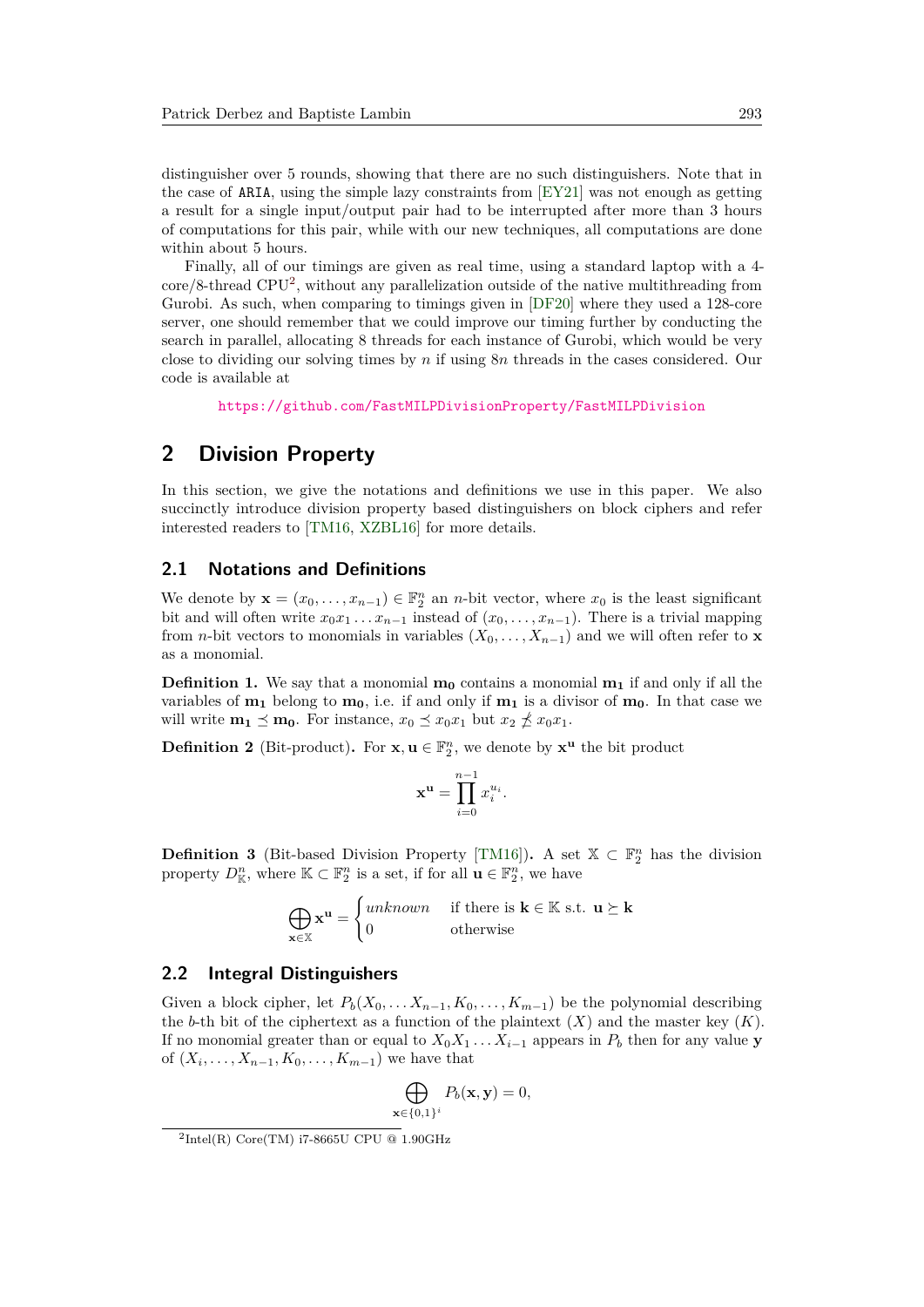distinguisher over 5 rounds, showing that there are no such distinguishers. Note that in the case of ARIA, using the simple lazy constraints from [EY21] was not enough as getting a result for a single input/output pair had to be interrupted after more than 3 hours of computations for this pair, while with our new techniques, all computations are done within about 5 hours.

Finally, all of our timings are given as real time, using a standard laptop with a 4-core/8-thread CPU[2], without any parallelization outside of the native multithreading from Gurobi. As such, when comparing to timings given in [DF20] where they used a 128-core server, one should remember that we could improve our timing further by conducting the search in parallel, allocating 8 threads for each instance of Gurobi, which would be very close to dividing our solving times by $n$ if using $8n$ threads in the cases considered. Our code is available at

https://github.com/FastMILPDivisionProperty/FastMILPDivision

## 2 Division Property

In this section, we give the notations and definitions we use in this paper. We also succinctly introduce division property based distinguishers on block ciphers and refer interested readers to [TM16, XZBL16] for more details.

### 2.1 Notations and Definitions

We denote by $\mathbf{x} = (x_0, \ldots, x_{n-1}) \in \mathbb{F}_2^n$ an $n$-bit vector, where $x_0$ is the least significant bit and will often write $x_0 x_1 \ldots x_{n-1}$ instead of $(x_0, \ldots, x_{n-1})$. There is a trivial mapping from $n$-bit vectors to monomials in variables $(X_0, \ldots, X_{n-1})$ and we will often refer to $\mathbf{x}$ as a monomial.

**Definition 1.** We say that a monomial $\mathbf{m_0}$ contains a monomial $\mathbf{m_1}$ if and only if all the variables of $\mathbf{m_1}$ belong to $\mathbf{m_0}$, i.e. if and only if $\mathbf{m_1}$ is a divisor of $\mathbf{m_0}$. In that case we will write $\mathbf{m_1} \preceq \mathbf{m_0}$. For instance, $x_0 \preceq x_0 x_1$ but $x_2 \npreceq x_0 x_1$.

**Definition 2** (Bit-product)**.** For $\mathbf{x}, \mathbf{u} \in \mathbb{F}_2^n$, we denote by $\mathbf{x}^{\mathbf{u}}$ the bit product

$$\mathbf{x}^{\mathbf{u}} = \prod_{i=0}^{n-1} x_i^{u_i}.$$

**Definition 3** (Bit-based Division Property [TM16])**.** A set $\mathbb{X} \subset \mathbb{F}_2^n$ has the division property $D_{\mathbb{K}}^n$, where $\mathbb{K} \subset \mathbb{F}_2^n$ is a set, if for all $\mathbf{u} \in \mathbb{F}_2^n$, we have

$$\bigoplus_{\mathbf{x} \in \mathbb{X}} \mathbf{x}^{\mathbf{u}} = \begin{cases} \textit{unknown} & \text{if there is } \mathbf{k} \in \mathbb{K} \text{ s.t. } \mathbf{u} \succeq \mathbf{k} \\ 0 & \text{otherwise} \end{cases}$$

### 2.2 Integral Distinguishers

Given a block cipher, let $P_b(X_0, \ldots X_{n-1}, K_0, \ldots, K_{m-1})$ be the polynomial describing the $b$-th bit of the ciphertext as a function of the plaintext $(X)$ and the master key $(K)$. If no monomial greater than or equal to $X_0 X_1 \ldots X_{i-1}$ appears in $P_b$ then for any value $\mathbf{y}$ of $(X_i, \ldots, X_{n-1}, K_0, \ldots, K_{m-1})$ we have that

$$\bigoplus_{\mathbf{x} \in \{0,1\}^i} P_b(\mathbf{x}, \mathbf{y}) = 0,$$

[2] Intel(R) Core(TM) i7-8665U CPU @ 1.90GHz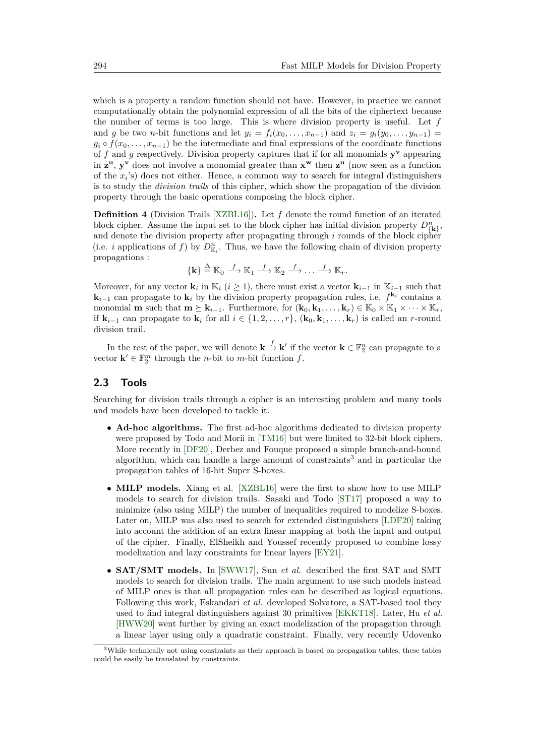which is a property a random function should not have. However, in practice we cannot computationally obtain the polynomial expression of all the bits of the ciphertext because the number of terms is too large. This is where division property is useful. Let $f$ and $g$ be two $n$-bit functions and let $y_i = f_i(x_0, \ldots, x_{n-1})$ and $z_i = g_i(y_0, \ldots, y_{n-1}) = g_i \circ f(x_0, \ldots, x_{n-1})$ be the intermediate and final expressions of the coordinate functions of $f$ and $g$ respectively. Division property captures that if for all monomials $\mathbf{y}^\mathbf{v}$ appearing in $\mathbf{z}^\mathbf{u}$, $\mathbf{y}^\mathbf{v}$ does not involve a monomial greater than $\mathbf{x}^\mathbf{w}$ then $\mathbf{z}^\mathbf{u}$ (now seen as a function of the $x_i$'s) does not either. Hence, a common way to search for integral distinguishers is to study the *division trails* of this cipher, which show the propagation of the division property through the basic operations composing the block cipher.

**Definition 4** (Division Trails [XZBL16])**.** Let $f$ denote the round function of an iterated block cipher. Assume the input set to the block cipher has initial division property $D^n_{\{\mathbf{k}\}}$, and denote the division property after propagating through $i$ rounds of the block cipher (i.e. $i$ applications of $f$) by $D^n_{\mathbb{K}_i}$. Thus, we have the following chain of division property propagations :

$$\{\mathbf{k}\} \triangleq \mathbb{K}_0 \xrightarrow{f} \mathbb{K}_1 \xrightarrow{f} \mathbb{K}_2 \xrightarrow{f} \ldots \xrightarrow{f} \mathbb{K}_r.$$

Moreover, for any vector $\mathbf{k}_i$ in $\mathbb{K}_i$ ($i \geq 1$), there must exist a vector $\mathbf{k}_{i-1}$ in $\mathbb{K}_{i-1}$ such that $\mathbf{k}_{i-1}$ can propagate to $\mathbf{k}_i$ by the division property propagation rules, i.e. $f^{\mathbf{k}_i}$ contains a monomial $\mathbf{m}$ such that $\mathbf{m} \succeq \mathbf{k}_{i-1}$. Furthermore, for $(\mathbf{k}_0, \mathbf{k}_1, \ldots, \mathbf{k}_r) \in \mathbb{K}_0 \times \mathbb{K}_1 \times \cdots \times \mathbb{K}_r$, if $\mathbf{k}_{i-1}$ can propagate to $\mathbf{k}_i$ for all $i \in \{1, 2, \ldots, r\}$, $(\mathbf{k}_0, \mathbf{k}_1, \ldots, \mathbf{k}_r)$ is called an $r$-round division trail.

In the rest of the paper, we will denote $\mathbf{k} \xrightarrow{f} \mathbf{k}'$ if the vector $\mathbf{k} \in \mathbb{F}_2^n$ can propagate to a vector $\mathbf{k}' \in \mathbb{F}_2^m$ through the $n$-bit to $m$-bit function $f$.

## 2.3 Tools

Searching for division trails through a cipher is an interesting problem and many tools and models have been developed to tackle it.

- **Ad-hoc algorithms.** The first ad-hoc algorithms dedicated to division property were proposed by Todo and Morii in [TM16] but were limited to 32-bit block ciphers. More recently in [DF20], Derbez and Fouque proposed a simple branch-and-bound algorithm, which can handle a large amount of constraints[3] and in particular the propagation tables of 16-bit Super S-boxes.
- **MILP models.** Xiang et al. [XZBL16] were the first to show how to use MILP models to search for division trails. Sasaki and Todo [ST17] proposed a way to minimize (also using MILP) the number of inequalities required to modelize S-boxes. Later on, MILP was also used to search for extended distinguishers [LDF20] taking into account the addition of an extra linear mapping at both the input and output of the cipher. Finally, ElSheikh and Youssef recently proposed to combine lossy modelization and lazy constraints for linear layers [EY21].
- **SAT/SMT models.** In [SWW17], Sun *et al.* described the first SAT and SMT models to search for division trails. The main argument to use such models instead of MILP ones is that all propagation rules can be described as logical equations. Following this work, Eskandari *et al.* developed Solvatore, a SAT-based tool they used to find integral distinguishers against 30 primitives [EKKT18]. Later, Hu *et al.* [HWW20] went further by giving an exact modelization of the propagation through a linear layer using only a quadratic constraint. Finally, very recently Udovenko

[3] While technically not using constraints as their approach is based on propagation tables, these tables could be easily be translated by constraints.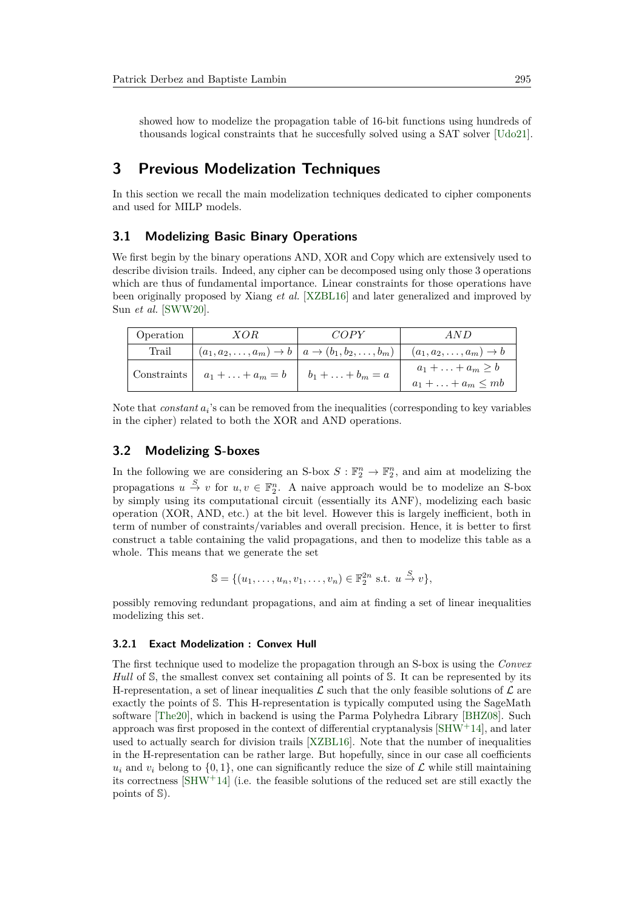showed how to modelize the propagation table of 16-bit functions using hundreds of thousands logical constraints that he succesfully solved using a SAT solver [Udo21].

# 3 Previous Modelization Techniques

In this section we recall the main modelization techniques dedicated to cipher components and used for MILP models.

## 3.1 Modelizing Basic Binary Operations

We first begin by the binary operations AND, XOR and Copy which are extensively used to describe division trails. Indeed, any cipher can be decomposed using only those 3 operations which are thus of fundamental importance. Linear constraints for those operations have been originally proposed by Xiang *et al.* [XZBL16] and later generalized and improved by Sun *et al.* [SWW20].

| Operation | $XOR$ | $COPY$ | $AND$ |
|---|---|---|---|
| Trail | $(a_1, a_2, \ldots, a_m) \to b$ | $a \to (b_1, b_2, \ldots, b_m)$ | $(a_1, a_2, \ldots, a_m) \to b$ |
| Constraints | $a_1 + \ldots + a_m = b$ | $b_1 + \ldots + b_m = a$ | $a_1 + \ldots + a_m \geq b$ <br> $a_1 + \ldots + a_m \leq mb$ |

Note that *constant* $a_i$'s can be removed from the inequalities (corresponding to key variables in the cipher) related to both the XOR and AND operations.

## 3.2 Modelizing S-boxes

In the following we are considering an S-box $S : \mathbb{F}_2^n \to \mathbb{F}_2^n$, and aim at modelizing the propagations $u \xrightarrow{S} v$ for $u, v \in \mathbb{F}_2^n$. A naive approach would be to modelize an S-box by simply using its computational circuit (essentially its ANF), modelizing each basic operation (XOR, AND, etc.) at the bit level. However this is largely inefficient, both in term of number of constraints/variables and overall precision. Hence, it is better to first construct a table containing the valid propagations, and then to modelize this table as a whole. This means that we generate the set

$$\mathbb{S} = \{(u_1, \ldots, u_n, v_1, \ldots, v_n) \in \mathbb{F}_2^{2n} \text{ s.t. } u \xrightarrow{S} v\},$$

possibly removing redundant propagations, and aim at finding a set of linear inequalities modelizing this set.

### 3.2.1 Exact Modelization : Convex Hull

The first technique used to modelize the propagation through an S-box is using the *Convex Hull* of $\mathbb{S}$, the smallest convex set containing all points of $\mathbb{S}$. It can be represented by its H-representation, a set of linear inequalities $\mathcal{L}$ such that the only feasible solutions of $\mathcal{L}$ are exactly the points of $\mathbb{S}$. This H-representation is typically computed using the SageMath software [The20], which in backend is using the Parma Polyhedra Library [BHZ08]. Such approach was first proposed in the context of differential cryptanalysis [SHW+14], and later used to actually search for division trails [XZBL16]. Note that the number of inequalities in the H-representation can be rather large. But hopefully, since in our case all coefficients $u_i$ and $v_i$ belong to $\{0, 1\}$, one can significantly reduce the size of $\mathcal{L}$ while still maintaining its correctness [SHW+14] (i.e. the feasible solutions of the reduced set are still exactly the points of $\mathbb{S}$).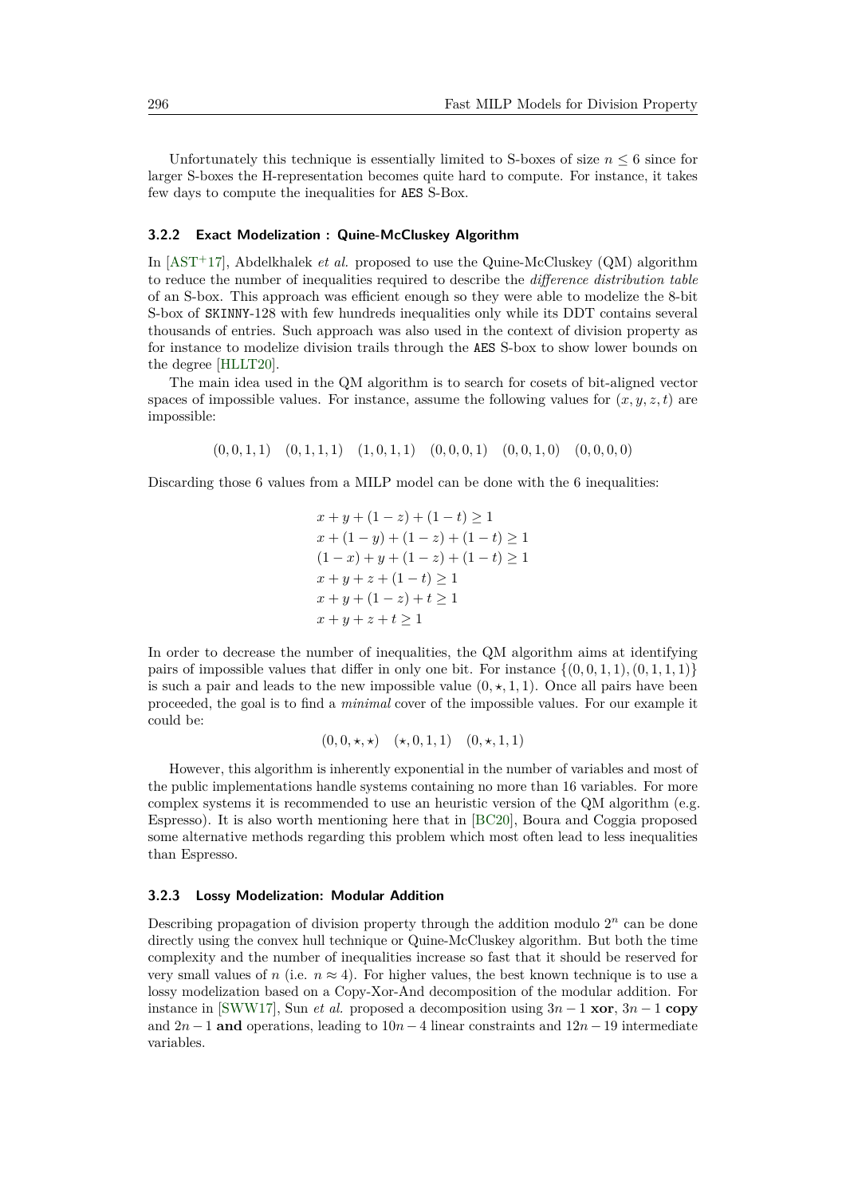Unfortunately this technique is essentially limited to S-boxes of size $n \leq 6$ since for larger S-boxes the H-representation becomes quite hard to compute. For instance, it takes few days to compute the inequalities for AES S-Box.

### 3.2.2 Exact Modelization : Quine-McCluskey Algorithm

In [AST+17], Abdelkhalek *et al.* proposed to use the Quine-McCluskey (QM) algorithm to reduce the number of inequalities required to describe the *difference distribution table* of an S-box. This approach was efficient enough so they were able to modelize the 8-bit S-box of SKINNY-128 with few hundreds inequalities only while its DDT contains several thousands of entries. Such approach was also used in the context of division property as for instance to modelize division trails through the AES S-box to show lower bounds on the degree [HLLT20].

The main idea used in the QM algorithm is to search for cosets of bit-aligned vector spaces of impossible values. For instance, assume the following values for $(x, y, z, t)$ are impossible:

$$(0,0,1,1) \quad (0,1,1,1) \quad (1,0,1,1) \quad (0,0,0,1) \quad (0,0,1,0) \quad (0,0,0,0)$$

Discarding those 6 values from a MILP model can be done with the 6 inequalities:

$$\begin{aligned}
&x + y + (1-z) + (1-t) \geq 1 \\
&x + (1-y) + (1-z) + (1-t) \geq 1 \\
&(1-x) + y + (1-z) + (1-t) \geq 1 \\
&x + y + z + (1-t) \geq 1 \\
&x + y + (1-z) + t \geq 1 \\
&x + y + z + t \geq 1
\end{aligned}$$

In order to decrease the number of inequalities, the QM algorithm aims at identifying pairs of impossible values that differ in only one bit. For instance $\{(0,0,1,1),(0,1,1,1)\}$ is such a pair and leads to the new impossible value $(0,\star,1,1)$. Once all pairs have been proceeded, the goal is to find a *minimal* cover of the impossible values. For our example it could be:

$$(0,0,\star,\star) \quad (\star,0,1,1) \quad (0,\star,1,1)$$

However, this algorithm is inherently exponential in the number of variables and most of the public implementations handle systems containing no more than 16 variables. For more complex systems it is recommended to use an heuristic version of the QM algorithm (e.g. Espresso). It is also worth mentioning here that in [BC20], Boura and Coggia proposed some alternative methods regarding this problem which most often lead to less inequalities than Espresso.

### 3.2.3 Lossy Modelization: Modular Addition

Describing propagation of division property through the addition modulo $2^n$ can be done directly using the convex hull technique or Quine-McCluskey algorithm. But both the time complexity and the number of inequalities increase so fast that it should be reserved for very small values of $n$ (i.e. $n \approx 4$). For higher values, the best known technique is to use a lossy modelization based on a Copy-Xor-And decomposition of the modular addition. For instance in [SWW17], Sun *et al.* proposed a decomposition using $3n-1$ **xor**, $3n-1$ **copy** and $2n-1$ **and** operations, leading to $10n-4$ linear constraints and $12n-19$ intermediate variables.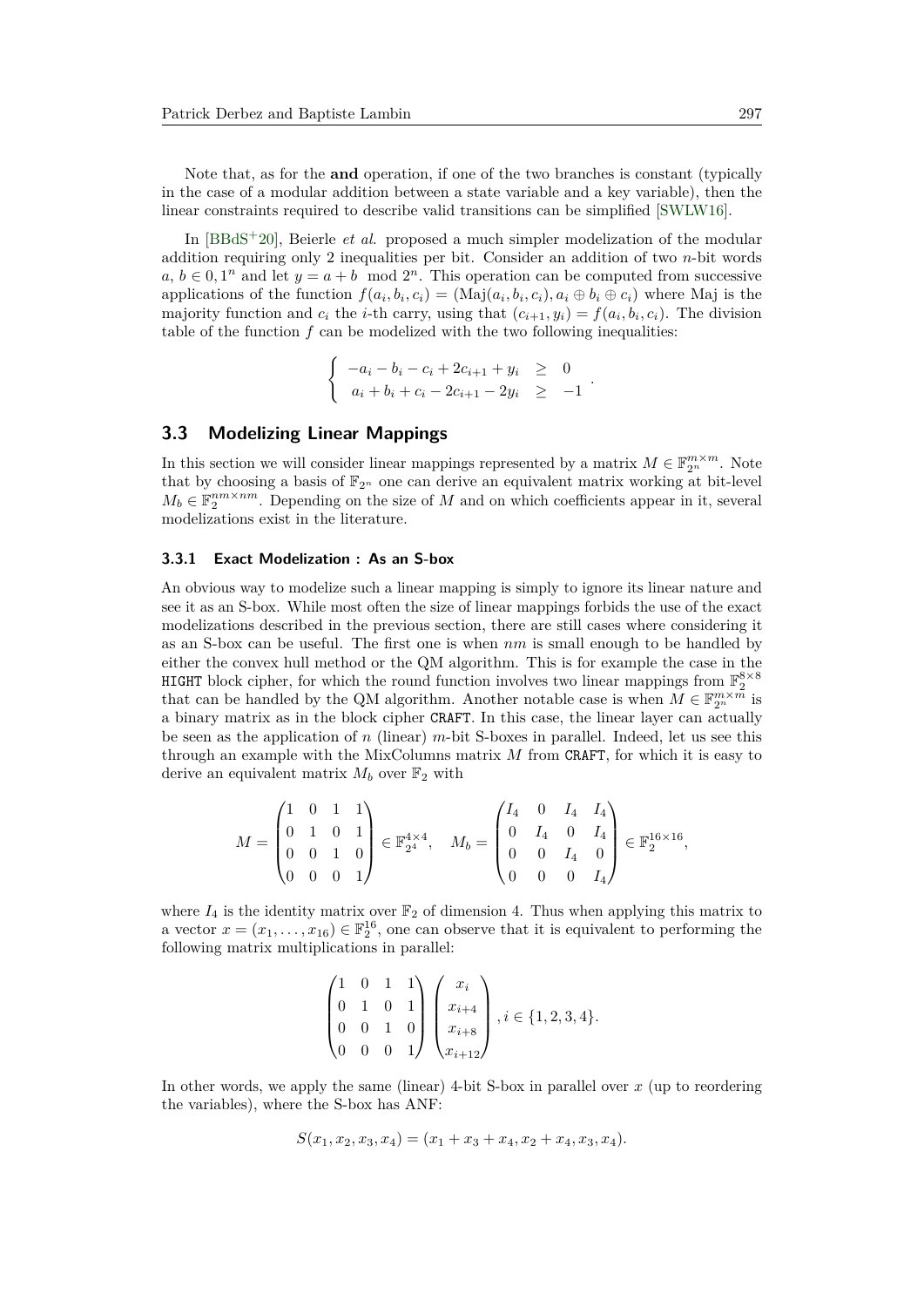Note that, as for the **and** operation, if one of the two branches is constant (typically in the case of a modular addition between a state variable and a key variable), then the linear constraints required to describe valid transitions can be simplified [SWLW16].

In [BBdS+20], Beierle *et al.* proposed a much simpler modelization of the modular addition requiring only 2 inequalities per bit. Consider an addition of two $n$-bit words $a, b \in 0, 1^n$ and let $y = a + b \mod 2^n$. This operation can be computed from successive applications of the function $f(a_i, b_i, c_i) = (\text{Maj}(a_i, b_i, c_i), a_i \oplus b_i \oplus c_i)$ where Maj is the majority function and $c_i$ the $i$-th carry, using that $(c_{i+1}, y_i) = f(a_i, b_i, c_i)$. The division table of the function $f$ can be modelized with the two following inequalities:

$$\begin{cases} -a_i - b_i - c_i + 2c_{i+1} + y_i & \geq & 0 \\ a_i + b_i + c_i - 2c_{i+1} - 2y_i & \geq & -1 \end{cases}.$$

## 3.3 Modelizing Linear Mappings

In this section we will consider linear mappings represented by a matrix $M \in \mathbb{F}_{2^n}^{m\times m}$. Note that by choosing a basis of $\mathbb{F}_{2^n}$ one can derive an equivalent matrix working at bit-level $M_b \in \mathbb{F}_2^{nm\times nm}$. Depending on the size of $M$ and on which coefficients appear in it, several modelizations exist in the literature.

### 3.3.1 Exact Modelization : As an S-box

An obvious way to modelize such a linear mapping is simply to ignore its linear nature and see it as an S-box. While most often the size of linear mappings forbids the use of the exact modelizations described in the previous section, there are still cases where considering it as an S-box can be useful. The first one is when $nm$ is small enough to be handled by either the convex hull method or the QM algorithm. This is for example the case in the HIGHT block cipher, for which the round function involves two linear mappings from $\mathbb{F}_2^{8\times 8}$ that can be handled by the QM algorithm. Another notable case is when $M \in \mathbb{F}_{2^n}^{m\times m}$ is a binary matrix as in the block cipher CRAFT. In this case, the linear layer can actually be seen as the application of $n$ (linear) $m$-bit S-boxes in parallel. Indeed, let us see this through an example with the MixColumns matrix $M$ from CRAFT, for which it is easy to derive an equivalent matrix $M_b$ over $\mathbb{F}_2$ with

$$M = \begin{pmatrix} 1 & 0 & 1 & 1 \\ 0 & 1 & 0 & 1 \\ 0 & 0 & 1 & 0 \\ 0 & 0 & 0 & 1 \end{pmatrix} \in \mathbb{F}_{2^4}^{4\times 4}, \quad M_b = \begin{pmatrix} I_4 & 0 & I_4 & I_4 \\ 0 & I_4 & 0 & I_4 \\ 0 & 0 & I_4 & 0 \\ 0 & 0 & 0 & I_4 \end{pmatrix} \in \mathbb{F}_2^{16\times 16},$$

where $I_4$ is the identity matrix over $\mathbb{F}_2$ of dimension 4. Thus when applying this matrix to a vector $x = (x_1, \ldots, x_{16}) \in \mathbb{F}_2^{16}$, one can observe that it is equivalent to performing the following matrix multiplications in parallel:

$$\begin{pmatrix} 1 & 0 & 1 & 1 \\ 0 & 1 & 0 & 1 \\ 0 & 0 & 1 & 0 \\ 0 & 0 & 0 & 1 \end{pmatrix} \begin{pmatrix} x_i \\ x_{i+4} \\ x_{i+8} \\ x_{i+12} \end{pmatrix}, i \in \{1, 2, 3, 4\}.$$

In other words, we apply the same (linear) 4-bit S-box in parallel over $x$ (up to reordering the variables), where the S-box has ANF:

$$S(x_1, x_2, x_3, x_4) = (x_1 + x_3 + x_4, x_2 + x_4, x_3, x_4).$$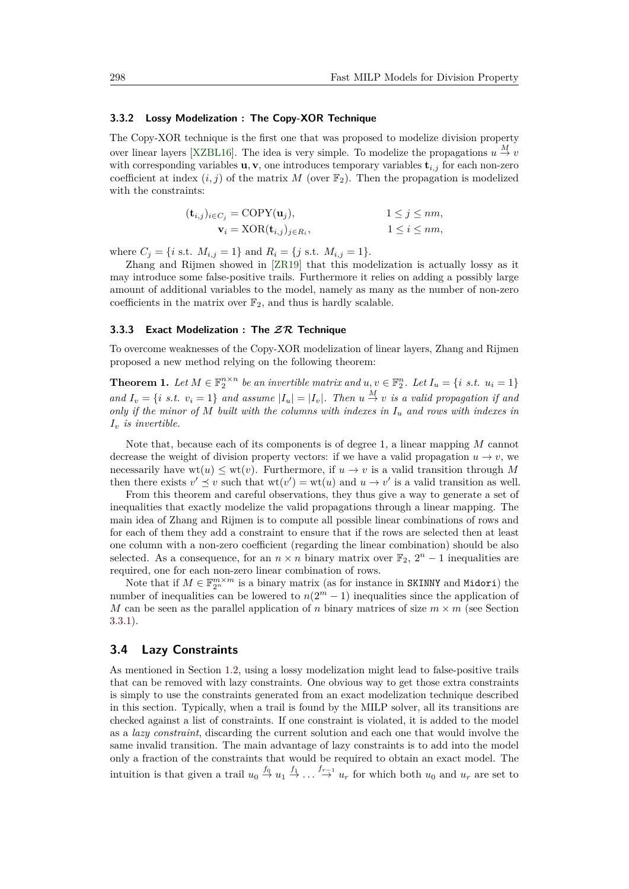### 3.3.2 Lossy Modelization : The Copy-XOR Technique

The Copy-XOR technique is the first one that was proposed to modelize division property over linear layers [XZBL16]. The idea is very simple. To modelize the propagations $u \xrightarrow{M} v$ with corresponding variables $\mathbf{u}, \mathbf{v}$, one introduces temporary variables $\mathbf{t}_{i,j}$ for each non-zero coefficient at index $(i,j)$ of the matrix $M$ (over $\mathbb{F}_2$). Then the propagation is modelized with the constraints:

$$
\begin{aligned}
(\mathbf{t}_{i,j})_{i \in C_j} &= \mathrm{COPY}(\mathbf{u}_j), && 1 \leq j \leq nm, \\
\mathbf{v}_i &= \mathrm{XOR}(\mathbf{t}_{i,j})_{j \in R_i}, && 1 \leq i \leq nm,
\end{aligned}
$$

where $C_j = \{i \text{ s.t. } M_{i,j} = 1\}$ and $R_i = \{j \text{ s.t. } M_{i,j} = 1\}$.

Zhang and Rijmen showed in [ZR19] that this modelization is actually lossy as it may introduce some false-positive trails. Furthermore it relies on adding a possibly large amount of additional variables to the model, namely as many as the number of non-zero coefficients in the matrix over $\mathbb{F}_2$, and thus is hardly scalable.

### 3.3.3 Exact Modelization : The $\mathcal{ZR}$ Technique

To overcome weaknesses of the Copy-XOR modelization of linear layers, Zhang and Rijmen proposed a new method relying on the following theorem:

**Theorem 1.** *Let $M \in \mathbb{F}_2^{n \times n}$ be an invertible matrix and $u, v \in \mathbb{F}_2^n$. Let $I_u = \{i \text{ s.t. } u_i = 1\}$ and $I_v = \{i \text{ s.t. } v_i = 1\}$ and assume $|I_u| = |I_v|$. Then $u \xrightarrow{M} v$ is a valid propagation if and only if the minor of $M$ built with the columns with indexes in $I_u$ and rows with indexes in $I_v$ is invertible.*

Note that, because each of its components is of degree 1, a linear mapping $M$ cannot decrease the weight of division property vectors: if we have a valid propagation $u \rightarrow v$, we necessarily have $\mathrm{wt}(u) \leq \mathrm{wt}(v)$. Furthermore, if $u \rightarrow v$ is a valid transition through $M$ then there exists $v' \preceq v$ such that $\mathrm{wt}(v') = \mathrm{wt}(u)$ and $u \rightarrow v'$ is a valid transition as well.

From this theorem and careful observations, they thus give a way to generate a set of inequalities that exactly modelize the valid propagations through a linear mapping. The main idea of Zhang and Rijmen is to compute all possible linear combinations of rows and for each of them they add a constraint to ensure that if the rows are selected then at least one column with a non-zero coefficient (regarding the linear combination) should be also selected. As a consequence, for an $n \times n$ binary matrix over $\mathbb{F}_2$, $2^n - 1$ inequalities are required, one for each non-zero linear combination of rows.

Note that if $M \in \mathbb{F}_{2^n}^{m \times m}$ is a binary matrix (as for instance in SKINNY and Midori) the number of inequalities can be lowered to $n(2^m - 1)$ inequalities since the application of $M$ can be seen as the parallel application of $n$ binary matrices of size $m \times m$ (see Section 3.3.1).

## 3.4 Lazy Constraints

As mentioned in Section 1.2, using a lossy modelization might lead to false-positive trails that can be removed with lazy constraints. One obvious way to get those extra constraints is simply to use the constraints generated from an exact modelization technique described in this section. Typically, when a trail is found by the MILP solver, all its transitions are checked against a list of constraints. If one constraint is violated, it is added to the model as a *lazy constraint*, discarding the current solution and each one that would involve the same invalid transition. The main advantage of lazy constraints is to add into the model only a fraction of the constraints that would be required to obtain an exact model. The intuition is that given a trail $u_0 \xrightarrow{f_0} u_1 \xrightarrow{f_1} \ldots \xrightarrow{f_{r-1}} u_r$ for which both $u_0$ and $u_r$ are set to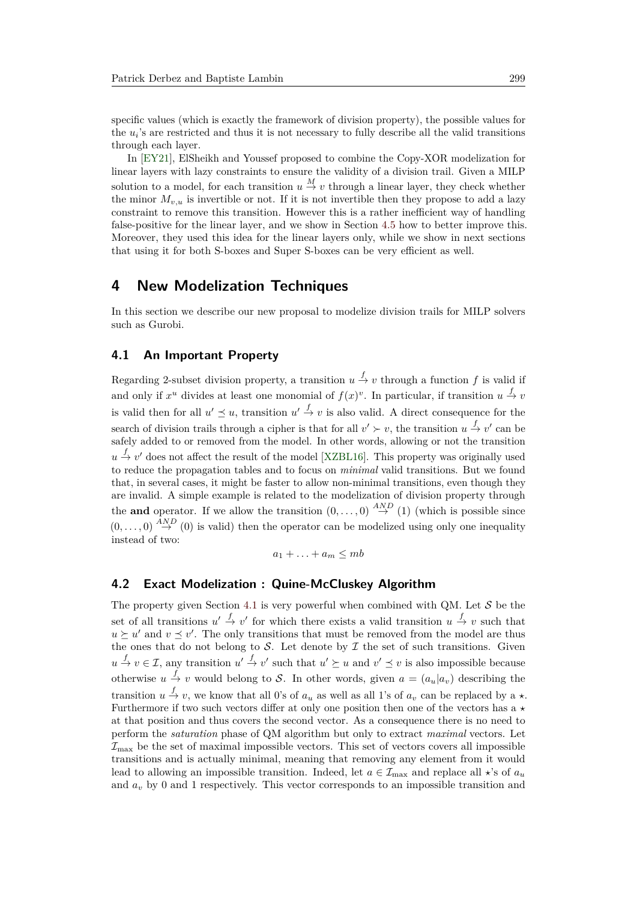specific values (which is exactly the framework of division property), the possible values for the $u_i$'s are restricted and thus it is not necessary to fully describe all the valid transitions through each layer.

In [EY21], ElSheikh and Youssef proposed to combine the Copy-XOR modelization for linear layers with lazy constraints to ensure the validity of a division trail. Given a MILP solution to a model, for each transition $u \xrightarrow{M} v$ through a linear layer, they check whether the minor $M_{v,u}$ is invertible or not. If it is not invertible then they propose to add a lazy constraint to remove this transition. However this is a rather inefficient way of handling false-positive for the linear layer, and we show in Section 4.5 how to better improve this. Moreover, they used this idea for the linear layers only, while we show in next sections that using it for both S-boxes and Super S-boxes can be very efficient as well.

# 4 New Modelization Techniques

In this section we describe our new proposal to modelize division trails for MILP solvers such as Gurobi.

## 4.1 An Important Property

Regarding 2-subset division property, a transition $u \xrightarrow{f} v$ through a function $f$ is valid if and only if $x^u$ divides at least one monomial of $f(x)^v$. In particular, if transition $u \xrightarrow{f} v$ is valid then for all $u' \preceq u$, transition $u' \xrightarrow{f} v$ is also valid. A direct consequence for the search of division trails through a cipher is that for all $v' \succ v$, the transition $u \xrightarrow{f} v'$ can be safely added to or removed from the model. In other words, allowing or not the transition $u \xrightarrow{f} v'$ does not affect the result of the model [XZBL16]. This property was originally used to reduce the propagation tables and to focus on *minimal* valid transitions. But we found that, in several cases, it might be faster to allow non-minimal transitions, even though they are invalid. A simple example is related to the modelization of division property through the **and** operator. If we allow the transition $(0, \ldots, 0) \xrightarrow{AND} (1)$ (which is possible since $(0, \ldots, 0) \xrightarrow{AND} (0)$ is valid) then the operator can be modelized using only one inequality instead of two:

$$a_1 + \ldots + a_m \leq mb$$

## 4.2 Exact Modelization : Quine-McCluskey Algorithm

The property given Section 4.1 is very powerful when combined with QM. Let $\mathcal{S}$ be the set of all transitions $u' \xrightarrow{f} v'$ for which there exists a valid transition $u \xrightarrow{f} v$ such that $u \succeq u'$ and $v \preceq v'$. The only transitions that must be removed from the model are thus the ones that do not belong to $\mathcal{S}$. Let denote by $\mathcal{I}$ the set of such transitions. Given $u \xrightarrow{f} v \in \mathcal{I}$, any transition $u' \xrightarrow{f} v'$ such that $u' \succeq u$ and $v' \preceq v$ is also impossible because otherwise $u \xrightarrow{f} v$ would belong to $\mathcal{S}$. In other words, given $a = (a_u | a_v)$ describing the transition $u \xrightarrow{f} v$, we know that all 0's of $a_u$ as well as all 1's of $a_v$ can be replaced by a $\star$. Furthermore if two such vectors differ at only one position then one of the vectors has a $\star$ at that position and thus covers the second vector. As a consequence there is no need to perform the *saturation* phase of QM algorithm but only to extract *maximal* vectors. Let $\mathcal{I}_{\max}$ be the set of maximal impossible vectors. This set of vectors covers all impossible transitions and is actually minimal, meaning that removing any element from it would lead to allowing an impossible transition. Indeed, let $a \in \mathcal{I}_{\max}$ and replace all $\star$'s of $a_u$ and $a_v$ by 0 and 1 respectively. This vector corresponds to an impossible transition and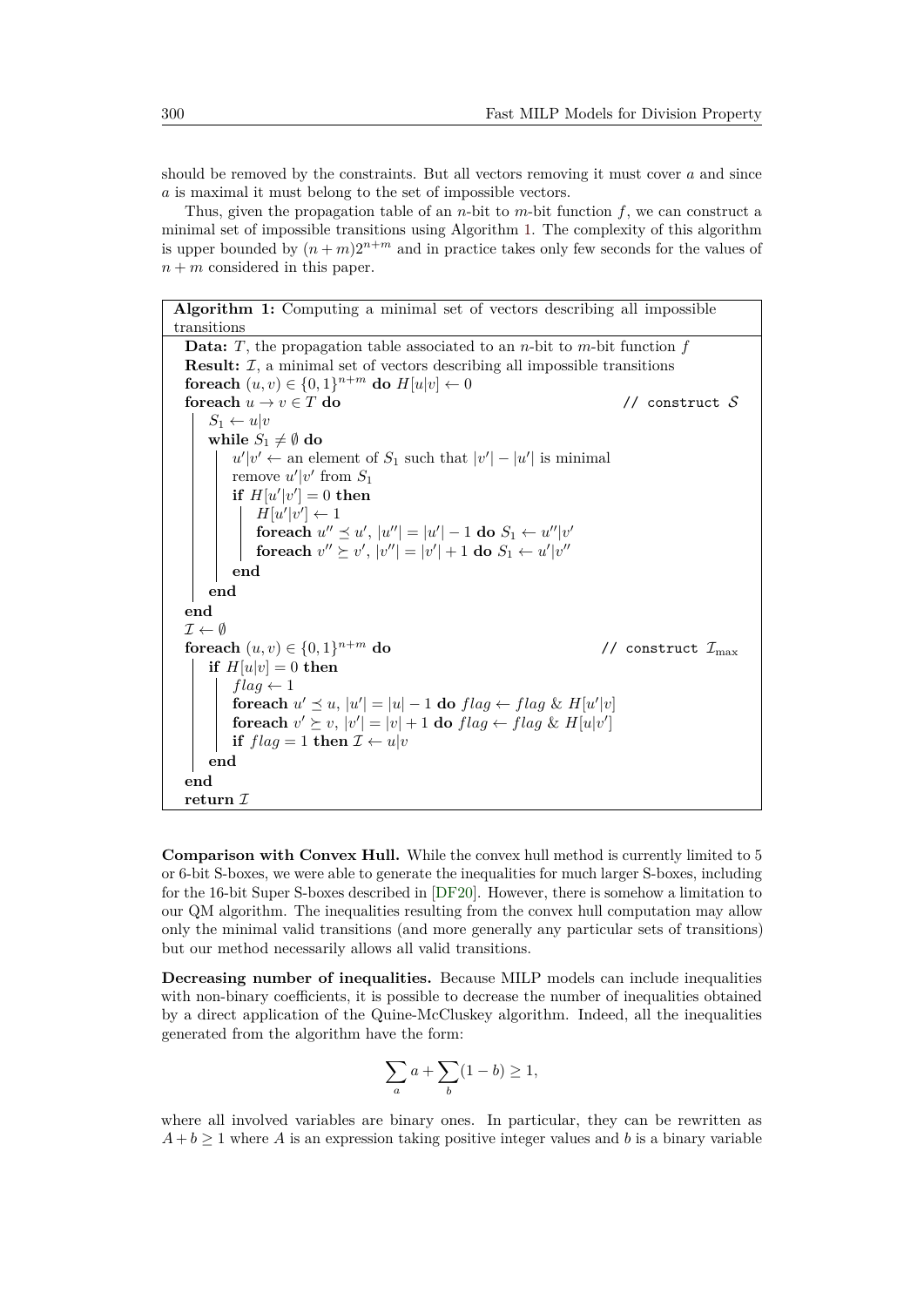should be removed by the constraints. But all vectors removing it must cover $a$ and since $a$ is maximal it must belong to the set of impossible vectors.

Thus, given the propagation table of an $n$-bit to $m$-bit function $f$, we can construct a minimal set of impossible transitions using Algorithm 1. The complexity of this algorithm is upper bounded by $(n+m)2^{n+m}$ and in practice takes only few seconds for the values of $n+m$ considered in this paper.

**Algorithm 1:** Computing a minimal set of vectors describing all impossible transitions

```
Data: T, the propagation table associated to an n-bit to m-bit function f
Result: I, a minimal set of vectors describing all impossible transitions
foreach (u, v) ∈ {0,1}^{n+m} do H[u|v] ← 0
foreach u → v ∈ T do                                          // construct S
    S_1 ← u|v
    while S_1 ≠ ∅ do
        u'|v' ← an element of S_1 such that |v'| − |u'| is minimal
        remove u'|v' from S_1
        if H[u'|v'] = 0 then
            H[u'|v'] ← 1
            foreach u'' ⪯ u', |u''| = |u'| − 1 do S_1 ← u''|v'
            foreach v'' ⪰ v', |v''| = |v'| + 1 do S_1 ← u'|v''
        end
    end
end
I ← ∅
foreach (u, v) ∈ {0,1}^{n+m} do                                // construct I_max
    if H[u|v] = 0 then
        flag ← 1
        foreach u' ⪯ u, |u'| = |u| − 1 do flag ← flag & H[u'|v]
        foreach v' ⪰ v, |v'| = |v| + 1 do flag ← flag & H[u|v']
        if flag = 1 then I ← u|v
    end
end
return I
```

**Comparison with Convex Hull.** While the convex hull method is currently limited to 5 or 6-bit S-boxes, we were able to generate the inequalities for much larger S-boxes, including for the 16-bit Super S-boxes described in [DF20]. However, there is somehow a limitation to our QM algorithm. The inequalities resulting from the convex hull computation may allow only the minimal valid transitions (and more generally any particular sets of transitions) but our method necessarily allows all valid transitions.

**Decreasing number of inequalities.** Because MILP models can include inequalities with non-binary coefficients, it is possible to decrease the number of inequalities obtained by a direct application of the Quine-McCluskey algorithm. Indeed, all the inequalities generated from the algorithm have the form:

$$\sum_a a + \sum_b (1-b) \geq 1,$$

where all involved variables are binary ones. In particular, they can be rewritten as $A + b \geq 1$ where $A$ is an expression taking positive integer values and $b$ is a binary variable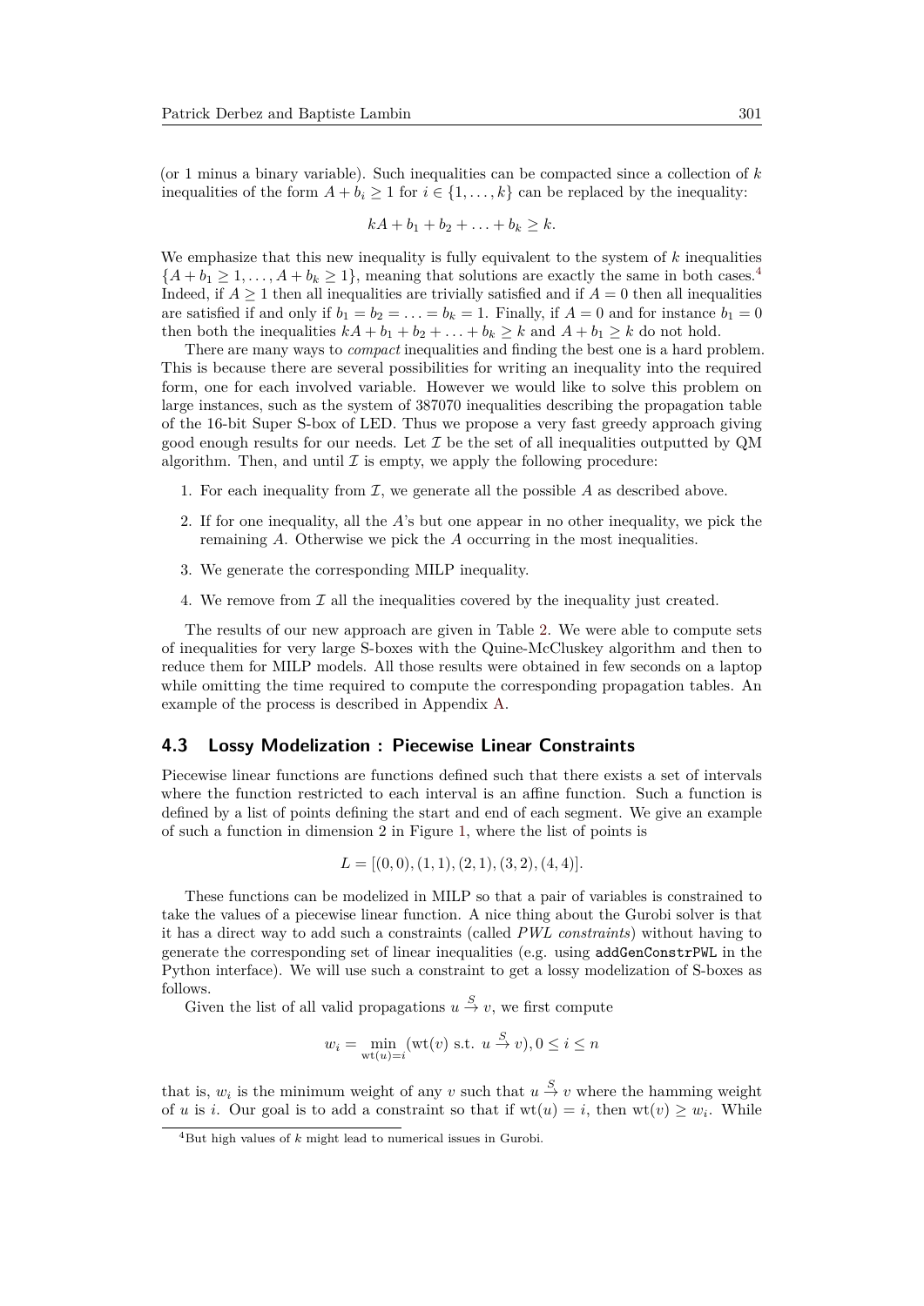(or 1 minus a binary variable). Such inequalities can be compacted since a collection of $k$ inequalities of the form $A + b_i \geq 1$ for $i \in \{1, \ldots, k\}$ can be replaced by the inequality:

$$kA + b_1 + b_2 + \ldots + b_k \geq k.$$

We emphasize that this new inequality is fully equivalent to the system of $k$ inequalities $\{A + b_1 \geq 1, \ldots, A + b_k \geq 1\}$, meaning that solutions are exactly the same in both cases.[4] Indeed, if $A \geq 1$ then all inequalities are trivially satisfied and if $A = 0$ then all inequalities are satisfied if and only if $b_1 = b_2 = \ldots = b_k = 1$. Finally, if $A = 0$ and for instance $b_1 = 0$ then both the inequalities $kA + b_1 + b_2 + \ldots + b_k \geq k$ and $A + b_1 \geq k$ do not hold.

There are many ways to *compact* inequalities and finding the best one is a hard problem. This is because there are several possibilities for writing an inequality into the required form, one for each involved variable. However we would like to solve this problem on large instances, such as the system of 387070 inequalities describing the propagation table of the 16-bit Super S-box of LED. Thus we propose a very fast greedy approach giving good enough results for our needs. Let $\mathcal{I}$ be the set of all inequalities outputted by QM algorithm. Then, and until $\mathcal{I}$ is empty, we apply the following procedure:

1. For each inequality from $\mathcal{I}$, we generate all the possible $A$ as described above.
2. If for one inequality, all the $A$'s but one appear in no other inequality, we pick the remaining $A$. Otherwise we pick the $A$ occurring in the most inequalities.
3. We generate the corresponding MILP inequality.
4. We remove from $\mathcal{I}$ all the inequalities covered by the inequality just created.

The results of our new approach are given in Table 2. We were able to compute sets of inequalities for very large S-boxes with the Quine-McCluskey algorithm and then to reduce them for MILP models. All those results were obtained in few seconds on a laptop while omitting the time required to compute the corresponding propagation tables. An example of the process is described in Appendix A.

### 4.3 Lossy Modelization : Piecewise Linear Constraints

Piecewise linear functions are functions defined such that there exists a set of intervals where the function restricted to each interval is an affine function. Such a function is defined by a list of points defining the start and end of each segment. We give an example of such a function in dimension 2 in Figure 1, where the list of points is

$$L = [(0, 0), (1, 1), (2, 1), (3, 2), (4, 4)].$$

These functions can be modelized in MILP so that a pair of variables is constrained to take the values of a piecewise linear function. A nice thing about the Gurobi solver is that it has a direct way to add such a constraints (called *PWL constraints*) without having to generate the corresponding set of linear inequalities (e.g. using `addGenConstrPWL` in the Python interface). We will use such a constraint to get a lossy modelization of S-boxes as follows.

Given the list of all valid propagations $u \xrightarrow{S} v$, we first compute

$$w_i = \min_{\mathrm{wt}(u)=i} (\mathrm{wt}(v) \text{ s.t. } u \xrightarrow{S} v), 0 \leq i \leq n$$

that is, $w_i$ is the minimum weight of any $v$ such that $u \xrightarrow{S} v$ where the hamming weight of $u$ is $i$. Our goal is to add a constraint so that if $\mathrm{wt}(u) = i$, then $\mathrm{wt}(v) \geq w_i$. While

[4] But high values of $k$ might lead to numerical issues in Gurobi.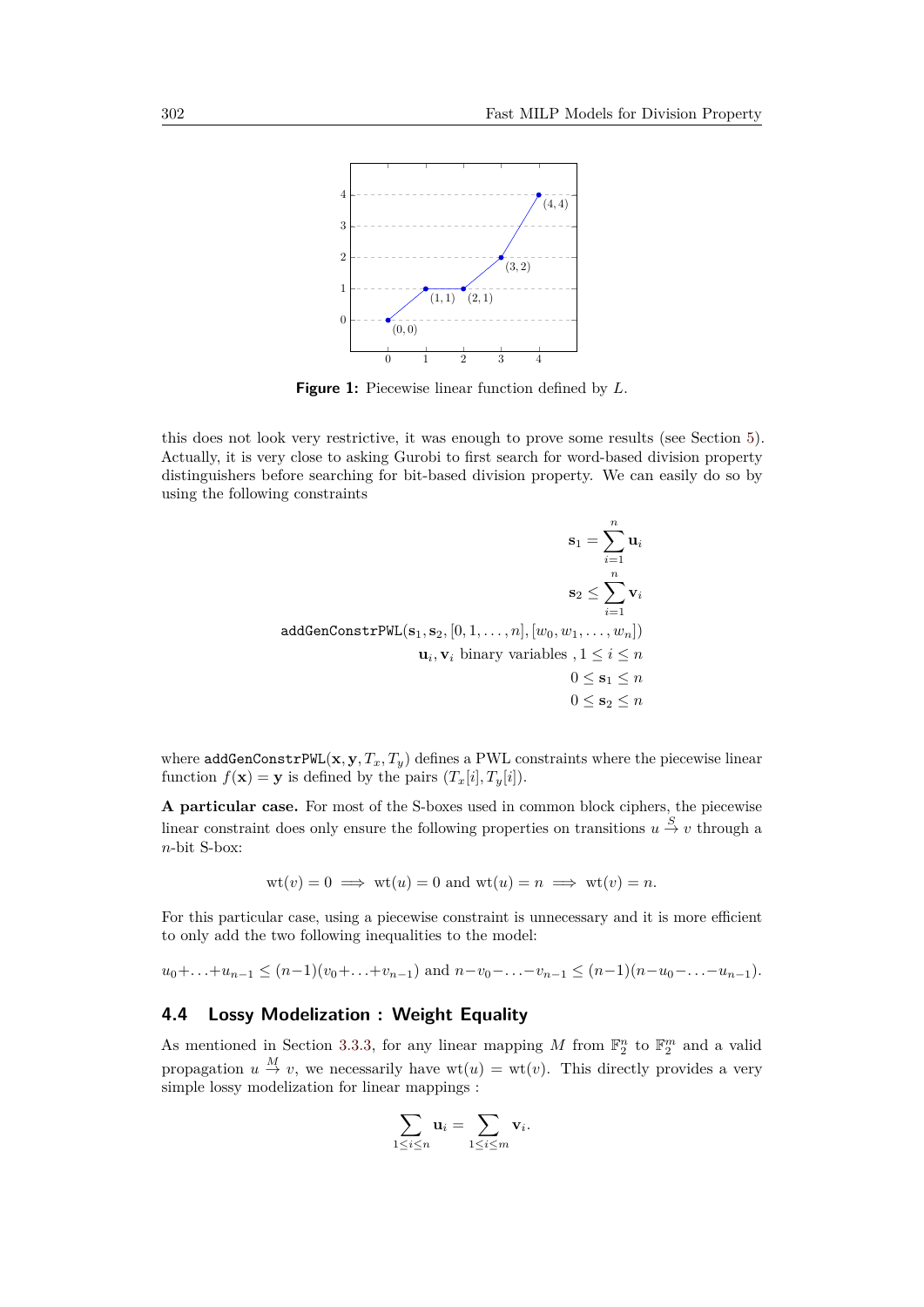**Figure 1:** Piecewise linear function defined by $L$.

this does not look very restrictive, it was enough to prove some results (see Section 5). Actually, it is very close to asking Gurobi to first search for word-based division property distinguishers before searching for bit-based division property. We can easily do so by using the following constraints

$$
\begin{aligned}
\mathbf{s}_1 &= \sum_{i=1}^{n} \mathbf{u}_i \\
\mathbf{s}_2 &\leq \sum_{i=1}^{n} \mathbf{v}_i \\
\texttt{addGenConstrPWL}(\mathbf{s}_1, \mathbf{s}_2, [0, 1, \ldots, n], [w_0, w_1, \ldots, w_n]) & \\
\mathbf{u}_i, \mathbf{v}_i \text{ binary variables } , 1 &\leq i \leq n \\
0 \leq \mathbf{s}_1 &\leq n \\
0 \leq \mathbf{s}_2 &\leq n
\end{aligned}
$$

where $\texttt{addGenConstrPWL}(\mathbf{x}, \mathbf{y}, T_x, T_y)$ defines a PWL constraints where the piecewise linear function $f(\mathbf{x}) = \mathbf{y}$ is defined by the pairs $(T_x[i], T_y[i])$.

**A particular case.** For most of the S-boxes used in common block ciphers, the piecewise linear constraint does only ensure the following properties on transitions $u \xrightarrow{S} v$ through a $n$-bit S-box:

$$\mathrm{wt}(v) = 0 \implies \mathrm{wt}(u) = 0 \text{ and } \mathrm{wt}(u) = n \implies \mathrm{wt}(v) = n.$$

For this particular case, using a piecewise constraint is unnecessary and it is more efficient to only add the two following inequalities to the model:

$$u_0 + \ldots + u_{n-1} \leq (n-1)(v_0 + \ldots + v_{n-1}) \text{ and } n - v_0 - \ldots - v_{n-1} \leq (n-1)(n - u_0 - \ldots - u_{n-1}).$$

## 4.4 Lossy Modelization : Weight Equality

As mentioned in Section 3.3.3, for any linear mapping $M$ from $\mathbb{F}_2^n$ to $\mathbb{F}_2^m$ and a valid propagation $u \xrightarrow{M} v$, we necessarily have $\mathrm{wt}(u) = \mathrm{wt}(v)$. This directly provides a very simple lossy modelization for linear mappings :

$$\sum_{1 \leq i \leq n} \mathbf{u}_i = \sum_{1 \leq i \leq m} \mathbf{v}_i.$$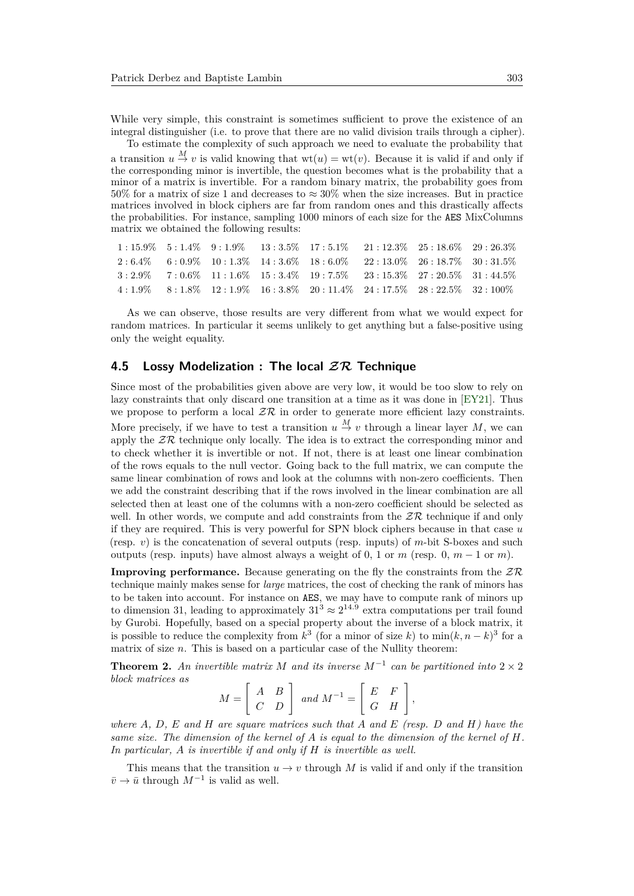While very simple, this constraint is sometimes sufficient to prove the existence of an integral distinguisher (i.e. to prove that there are no valid division trails through a cipher).

To estimate the complexity of such approach we need to evaluate the probability that a transition $u \xrightarrow{M} v$ is valid knowing that $\mathrm{wt}(u) = \mathrm{wt}(v)$. Because it is valid if and only if the corresponding minor is invertible, the question becomes what is the probability that a minor of a matrix is invertible. For a random binary matrix, the probability goes from 50% for a matrix of size 1 and decreases to $\approx 30\%$ when the size increases. But in practice matrices involved in block ciphers are far from random ones and this drastically affects the probabilities. For instance, sampling 1000 minors of each size for the AES MixColumns matrix we obtained the following results:

| | | | | | | | |
|---|---|---|---|---|---|---|---|
| 1 : 15.9% | 5 : 1.4% | 9 : 1.9% | 13 : 3.5% | 17 : 5.1% | 21 : 12.3% | 25 : 18.6% | 29 : 26.3% |
| 2 : 6.4% | 6 : 0.9% | 10 : 1.3% | 14 : 3.6% | 18 : 6.0% | 22 : 13.0% | 26 : 18.7% | 30 : 31.5% |
| 3 : 2.9% | 7 : 0.6% | 11 : 1.6% | 15 : 3.4% | 19 : 7.5% | 23 : 15.3% | 27 : 20.5% | 31 : 44.5% |
| 4 : 1.9% | 8 : 1.8% | 12 : 1.9% | 16 : 3.8% | 20 : 11.4% | 24 : 17.5% | 28 : 22.5% | 32 : 100% |

As we can observe, those results are very different from what we would expect for random matrices. In particular it seems unlikely to get anything but a false-positive using only the weight equality.

## 4.5 Lossy Modelization : The local $\mathcal{ZR}$ Technique

Since most of the probabilities given above are very low, it would be too slow to rely on lazy constraints that only discard one transition at a time as it was done in [EY21]. Thus we propose to perform a local $\mathcal{ZR}$ in order to generate more efficient lazy constraints. More precisely, if we have to test a transition $u \xrightarrow{M} v$ through a linear layer $M$, we can apply the $\mathcal{ZR}$ technique only locally. The idea is to extract the corresponding minor and to check whether it is invertible or not. If not, there is at least one linear combination of the rows equals to the null vector. Going back to the full matrix, we can compute the same linear combination of rows and look at the columns with non-zero coefficients. Then we add the constraint describing that if the rows involved in the linear combination are all selected then at least one of the columns with a non-zero coefficient should be selected as well. In other words, we compute and add constraints from the $\mathcal{ZR}$ technique if and only if they are required. This is very powerful for SPN block ciphers because in that case $u$ (resp. $v$) is the concatenation of several outputs (resp. inputs) of $m$-bit S-boxes and such outputs (resp. inputs) have almost always a weight of 0, 1 or $m$ (resp. 0, $m-1$ or $m$).

**Improving performance.** Because generating on the fly the constraints from the $\mathcal{ZR}$ technique mainly makes sense for *large* matrices, the cost of checking the rank of minors has to be taken into account. For instance on AES, we may have to compute rank of minors up to dimension 31, leading to approximately $31^3 \approx 2^{14.9}$ extra computations per trail found by Gurobi. Hopefully, based on a special property about the inverse of a block matrix, it is possible to reduce the complexity from $k^3$ (for a minor of size $k$) to $\min(k, n-k)^3$ for a matrix of size $n$. This is based on a particular case of the Nullity theorem:

**Theorem 2.** *An invertible matrix $M$ and its inverse $M^{-1}$ can be partitioned into $2 \times 2$ block matrices as*

$$M = \begin{bmatrix} A & B \\ C & D \end{bmatrix} \text{ and } M^{-1} = \begin{bmatrix} E & F \\ G & H \end{bmatrix},$$

*where $A$, $D$, $E$ and $H$ are square matrices such that $A$ and $E$ (resp. $D$ and $H$) have the same size. The dimension of the kernel of $A$ is equal to the dimension of the kernel of $H$. In particular, $A$ is invertible if and only if $H$ is invertible as well.*

This means that the transition $u \to v$ through $M$ is valid if and only if the transition $\bar{v} \to \bar{u}$ through $M^{-1}$ is valid as well.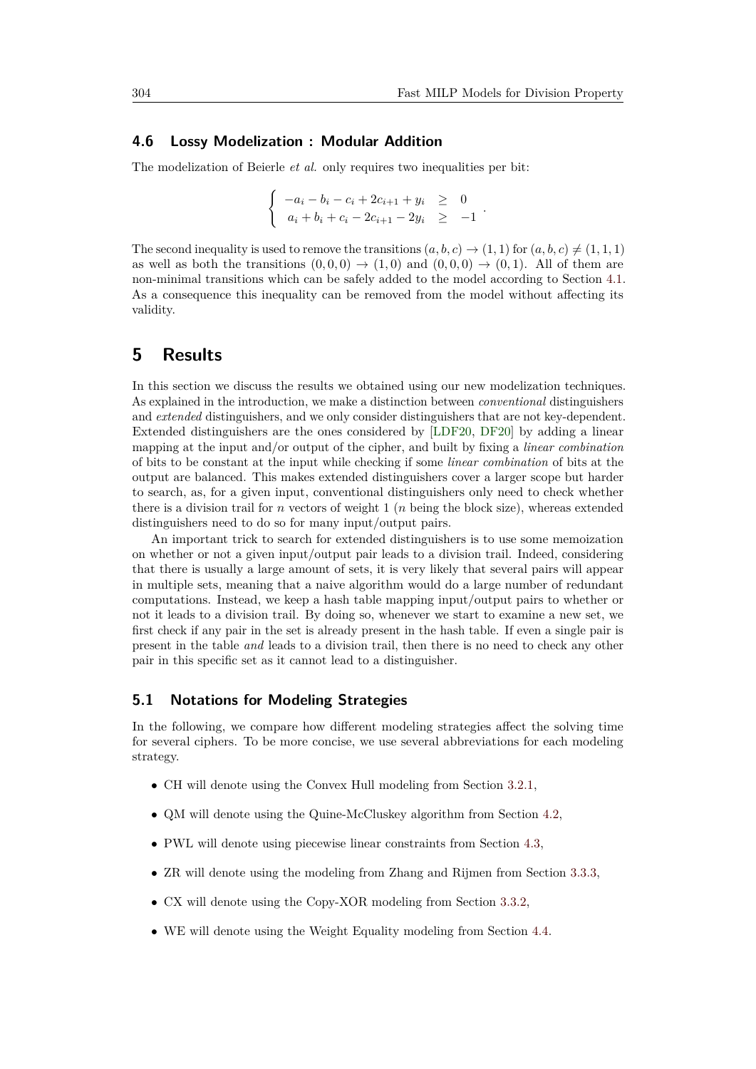### 4.6 Lossy Modelization : Modular Addition

The modelization of Beierle *et al.* only requires two inequalities per bit:

$$\begin{cases} -a_i - b_i - c_i + 2c_{i+1} + y_i & \geq & 0 \\ a_i + b_i + c_i - 2c_{i+1} - 2y_i & \geq & -1 \end{cases}.$$

The second inequality is used to remove the transitions $(a, b, c) \to (1, 1)$ for $(a, b, c) \neq (1, 1, 1)$ as well as both the transitions $(0, 0, 0) \to (1, 0)$ and $(0, 0, 0) \to (0, 1)$. All of them are non-minimal transitions which can be safely added to the model according to Section 4.1. As a consequence this inequality can be removed from the model without affecting its validity.

## 5 Results

In this section we discuss the results we obtained using our new modelization techniques. As explained in the introduction, we make a distinction between *conventional* distinguishers and *extended* distinguishers, and we only consider distinguishers that are not key-dependent. Extended distinguishers are the ones considered by [LDF20, DF20] by adding a linear mapping at the input and/or output of the cipher, and built by fixing a *linear combination* of bits to be constant at the input while checking if some *linear combination* of bits at the output are balanced. This makes extended distinguishers cover a larger scope but harder to search, as, for a given input, conventional distinguishers only need to check whether there is a division trail for $n$ vectors of weight 1 ($n$ being the block size), whereas extended distinguishers need to do so for many input/output pairs.

An important trick to search for extended distinguishers is to use some memoization on whether or not a given input/output pair leads to a division trail. Indeed, considering that there is usually a large amount of sets, it is very likely that several pairs will appear in multiple sets, meaning that a naive algorithm would do a large number of redundant computations. Instead, we keep a hash table mapping input/output pairs to whether or not it leads to a division trail. By doing so, whenever we start to examine a new set, we first check if any pair in the set is already present in the hash table. If even a single pair is present in the table *and* leads to a division trail, then there is no need to check any other pair in this specific set as it cannot lead to a distinguisher.

### 5.1 Notations for Modeling Strategies

In the following, we compare how different modeling strategies affect the solving time for several ciphers. To be more concise, we use several abbreviations for each modeling strategy.

- CH will denote using the Convex Hull modeling from Section 3.2.1,
- QM will denote using the Quine-McCluskey algorithm from Section 4.2,
- PWL will denote using piecewise linear constraints from Section 4.3,
- ZR will denote using the modeling from Zhang and Rijmen from Section 3.3.3,
- CX will denote using the Copy-XOR modeling from Section 3.3.2,
- WE will denote using the Weight Equality modeling from Section 4.4.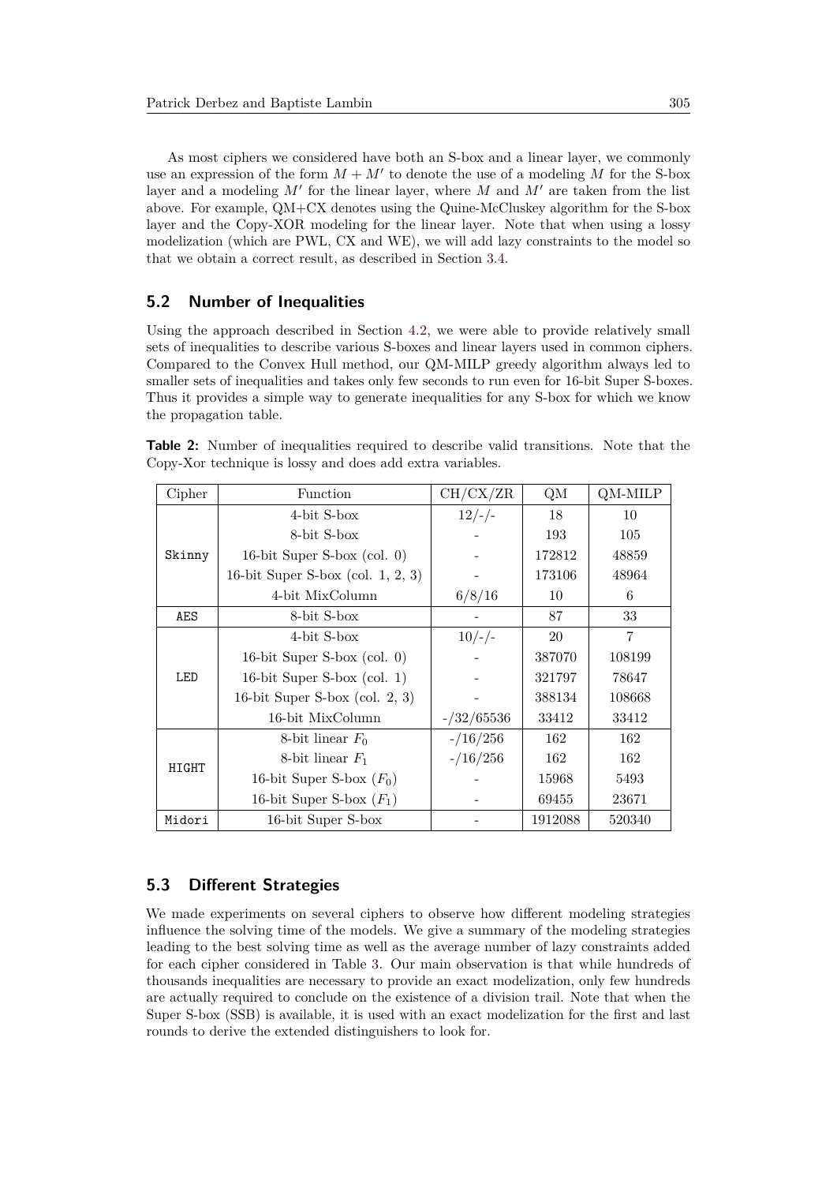As most ciphers we considered have both an S-box and a linear layer, we commonly use an expression of the form $M + M'$ to denote the use of a modeling $M$ for the S-box layer and a modeling $M'$ for the linear layer, where $M$ and $M'$ are taken from the list above. For example, QM+CX denotes using the Quine-McCluskey algorithm for the S-box layer and the Copy-XOR modeling for the linear layer. Note that when using a lossy modelization (which are PWL, CX and WE), we will add lazy constraints to the model so that we obtain a correct result, as described in Section 3.4.

## 5.2 Number of Inequalities

Using the approach described in Section 4.2, we were able to provide relatively small sets of inequalities to describe various S-boxes and linear layers used in common ciphers. Compared to the Convex Hull method, our QM-MILP greedy algorithm always led to smaller sets of inequalities and takes only few seconds to run even for 16-bit Super S-boxes. Thus it provides a simple way to generate inequalities for any S-box for which we know the propagation table.

**Table 2:** Number of inequalities required to describe valid transitions. Note that the Copy-Xor technique is lossy and does add extra variables.

| Cipher | Function | CH/CX/ZR | QM | QM-MILP |
|---|---|---|---|---|
| Skinny | 4-bit S-box | 12/-/- | 18 | 10 |
| | 8-bit S-box | - | 193 | 105 |
| | 16-bit Super S-box (col. 0) | - | 172812 | 48859 |
| | 16-bit Super S-box (col. 1, 2, 3) | - | 173106 | 48964 |
| | 4-bit MixColumn | 6/8/16 | 10 | 6 |
| AES | 8-bit S-box | - | 87 | 33 |
| LED | 4-bit S-box | 10/-/- | 20 | 7 |
| | 16-bit Super S-box (col. 0) | - | 387070 | 108199 |
| | 16-bit Super S-box (col. 1) | - | 321797 | 78647 |
| | 16-bit Super S-box (col. 2, 3) | - | 388134 | 108668 |
| | 16-bit MixColumn | -/32/65536 | 33412 | 33412 |
| HIGHT | 8-bit linear $F_0$ | -/16/256 | 162 | 162 |
| | 8-bit linear $F_1$ | -/16/256 | 162 | 162 |
| | 16-bit Super S-box ($F_0$) | - | 15968 | 5493 |
| | 16-bit Super S-box ($F_1$) | - | 69455 | 23671 |
| Midori | 16-bit Super S-box | - | 1912088 | 520340 |

## 5.3 Different Strategies

We made experiments on several ciphers to observe how different modeling strategies influence the solving time of the models. We give a summary of the modeling strategies leading to the best solving time as well as the average number of lazy constraints added for each cipher considered in Table 3. Our main observation is that while hundreds of thousands inequalities are necessary to provide an exact modelization, only few hundreds are actually required to conclude on the existence of a division trail. Note that when the Super S-box (SSB) is available, it is used with an exact modelization for the first and last rounds to derive the extended distinguishers to look for.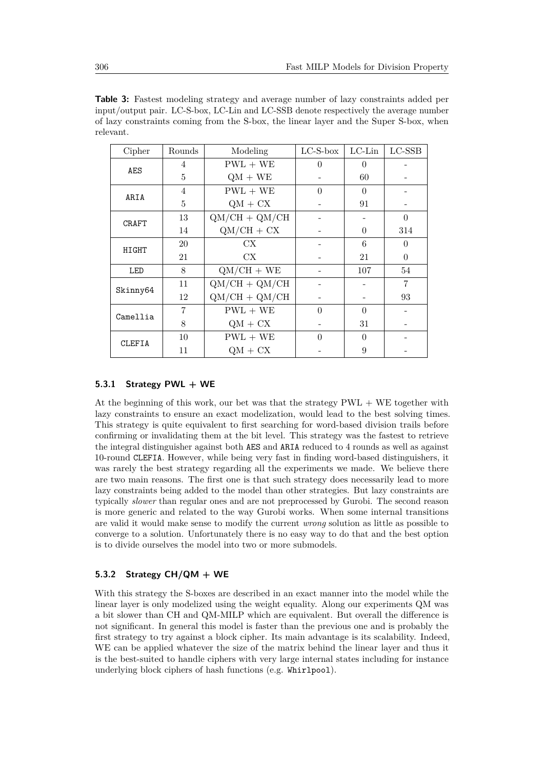**Table 3:** Fastest modeling strategy and average number of lazy constraints added per input/output pair. LC-S-box, LC-Lin and LC-SSB denote respectively the average number of lazy constraints coming from the S-box, the linear layer and the Super S-box, when relevant.

| Cipher | Rounds | Modeling | LC-S-box | LC-Lin | LC-SSB |
|---|---|---|---|---|---|
| AES | 4 | PWL + WE | 0 | 0 | - |
| | 5 | QM + WE | - | 60 | - |
| ARIA | 4 | PWL + WE | 0 | 0 | - |
| | 5 | QM + CX | - | 91 | - |
| CRAFT | 13 | QM/CH + QM/CH | - | - | 0 |
| | 14 | QM/CH + CX | - | 0 | 314 |
| HIGHT | 20 | CX | - | 6 | 0 |
| | 21 | CX | - | 21 | 0 |
| LED | 8 | QM/CH + WE | - | 107 | 54 |
| Skinny64 | 11 | QM/CH + QM/CH | - | - | 7 |
| | 12 | QM/CH + QM/CH | - | - | 93 |
| Camellia | 7 | PWL + WE | 0 | 0 | - |
| | 8 | QM + CX | - | 31 | - |
| CLEFIA | 10 | PWL + WE | 0 | 0 | - |
| | 11 | QM + CX | - | 9 | - |

### 5.3.1 Strategy PWL + WE

At the beginning of this work, our bet was that the strategy PWL + WE together with lazy constraints to ensure an exact modelization, would lead to the best solving times. This strategy is quite equivalent to first searching for word-based division trails before confirming or invalidating them at the bit level. This strategy was the fastest to retrieve the integral distinguisher against both AES and ARIA reduced to 4 rounds as well as against 10-round CLEFIA. However, while being very fast in finding word-based distinguishers, it was rarely the best strategy regarding all the experiments we made. We believe there are two main reasons. The first one is that such strategy does necessarily lead to more lazy constraints being added to the model than other strategies. But lazy constraints are typically *slower* than regular ones and are not preprocessed by Gurobi. The second reason is more generic and related to the way Gurobi works. When some internal transitions are valid it would make sense to modify the current *wrong* solution as little as possible to converge to a solution. Unfortunately there is no easy way to do that and the best option is to divide ourselves the model into two or more submodels.

### 5.3.2 Strategy CH/QM + WE

With this strategy the S-boxes are described in an exact manner into the model while the linear layer is only modelized using the weight equality. Along our experiments QM was a bit slower than CH and QM-MILP which are equivalent. But overall the difference is not significant. In general this model is faster than the previous one and is probably the first strategy to try against a block cipher. Its main advantage is its scalability. Indeed, WE can be applied whatever the size of the matrix behind the linear layer and thus it is the best-suited to handle ciphers with very large internal states including for instance underlying block ciphers of hash functions (e.g. Whirlpool).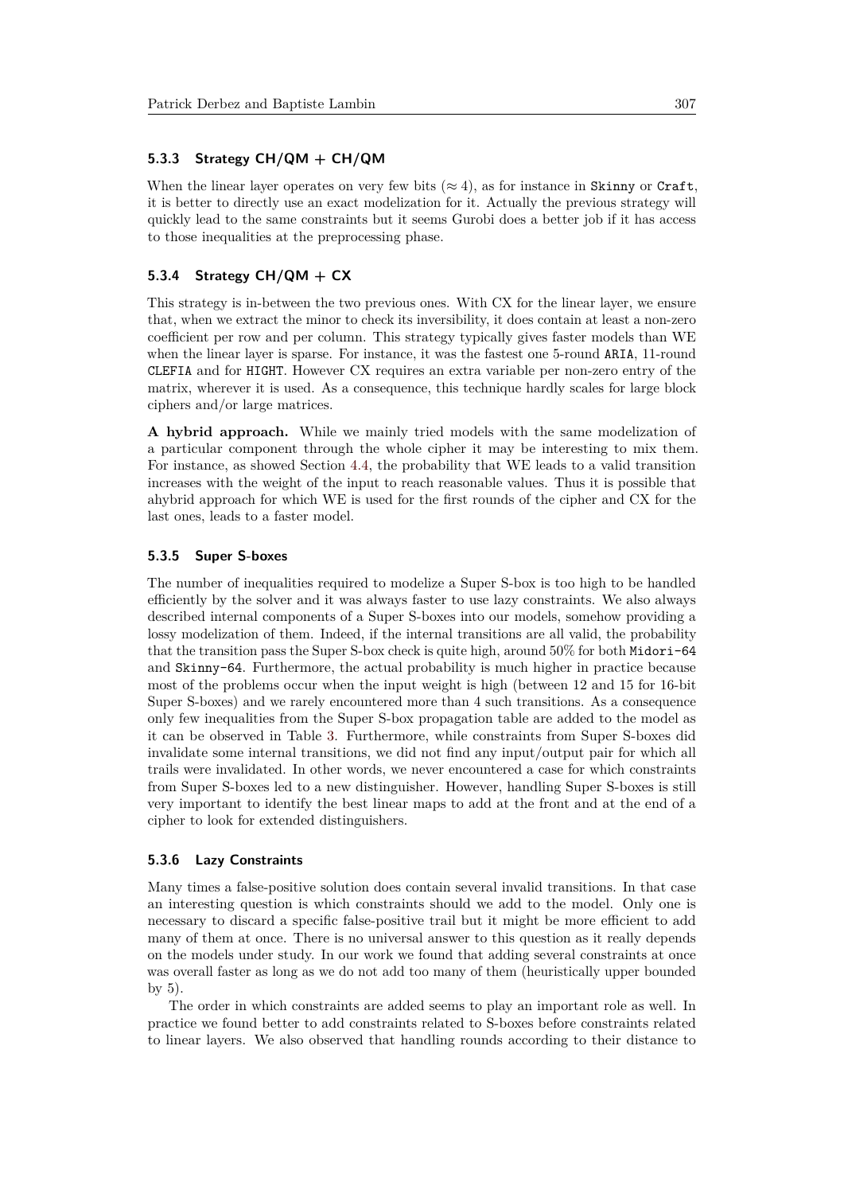#### 5.3.3 Strategy CH/QM + CH/QM

When the linear layer operates on very few bits ($\approx 4$), as for instance in `Skinny` or `Craft`, it is better to directly use an exact modelization for it. Actually the previous strategy will quickly lead to the same constraints but it seems Gurobi does a better job if it has access to those inequalities at the preprocessing phase.

#### 5.3.4 Strategy CH/QM + CX

This strategy is in-between the two previous ones. With CX for the linear layer, we ensure that, when we extract the minor to check its inversibility, it does contain at least a non-zero coefficient per row and per column. This strategy typically gives faster models than WE when the linear layer is sparse. For instance, it was the fastest one 5-round `ARIA`, 11-round `CLEFIA` and for `HIGHT`. However CX requires an extra variable per non-zero entry of the matrix, wherever it is used. As a consequence, this technique hardly scales for large block ciphers and/or large matrices.

**A hybrid approach.** While we mainly tried models with the same modelization of a particular component through the whole cipher it may be interesting to mix them. For instance, as showed Section 4.4, the probability that WE leads to a valid transition increases with the weight of the input to reach reasonable values. Thus it is possible that ahybrid approach for which WE is used for the first rounds of the cipher and CX for the last ones, leads to a faster model.

#### 5.3.5 Super S-boxes

The number of inequalities required to modelize a Super S-box is too high to be handled efficiently by the solver and it was always faster to use lazy constraints. We also always described internal components of a Super S-boxes into our models, somehow providing a lossy modelization of them. Indeed, if the internal transitions are all valid, the probability that the transition pass the Super S-box check is quite high, around 50% for both `Midori-64` and `Skinny-64`. Furthermore, the actual probability is much higher in practice because most of the problems occur when the input weight is high (between 12 and 15 for 16-bit Super S-boxes) and we rarely encountered more than 4 such transitions. As a consequence only few inequalities from the Super S-box propagation table are added to the model as it can be observed in Table 3. Furthermore, while constraints from Super S-boxes did invalidate some internal transitions, we did not find any input/output pair for which all trails were invalidated. In other words, we never encountered a case for which constraints from Super S-boxes led to a new distinguisher. However, handling Super S-boxes is still very important to identify the best linear maps to add at the front and at the end of a cipher to look for extended distinguishers.

#### 5.3.6 Lazy Constraints

Many times a false-positive solution does contain several invalid transitions. In that case an interesting question is which constraints should we add to the model. Only one is necessary to discard a specific false-positive trail but it might be more efficient to add many of them at once. There is no universal answer to this question as it really depends on the models under study. In our work we found that adding several constraints at once was overall faster as long as we do not add too many of them (heuristically upper bounded by 5).

The order in which constraints are added seems to play an important role as well. In practice we found better to add constraints related to S-boxes before constraints related to linear layers. We also observed that handling rounds according to their distance to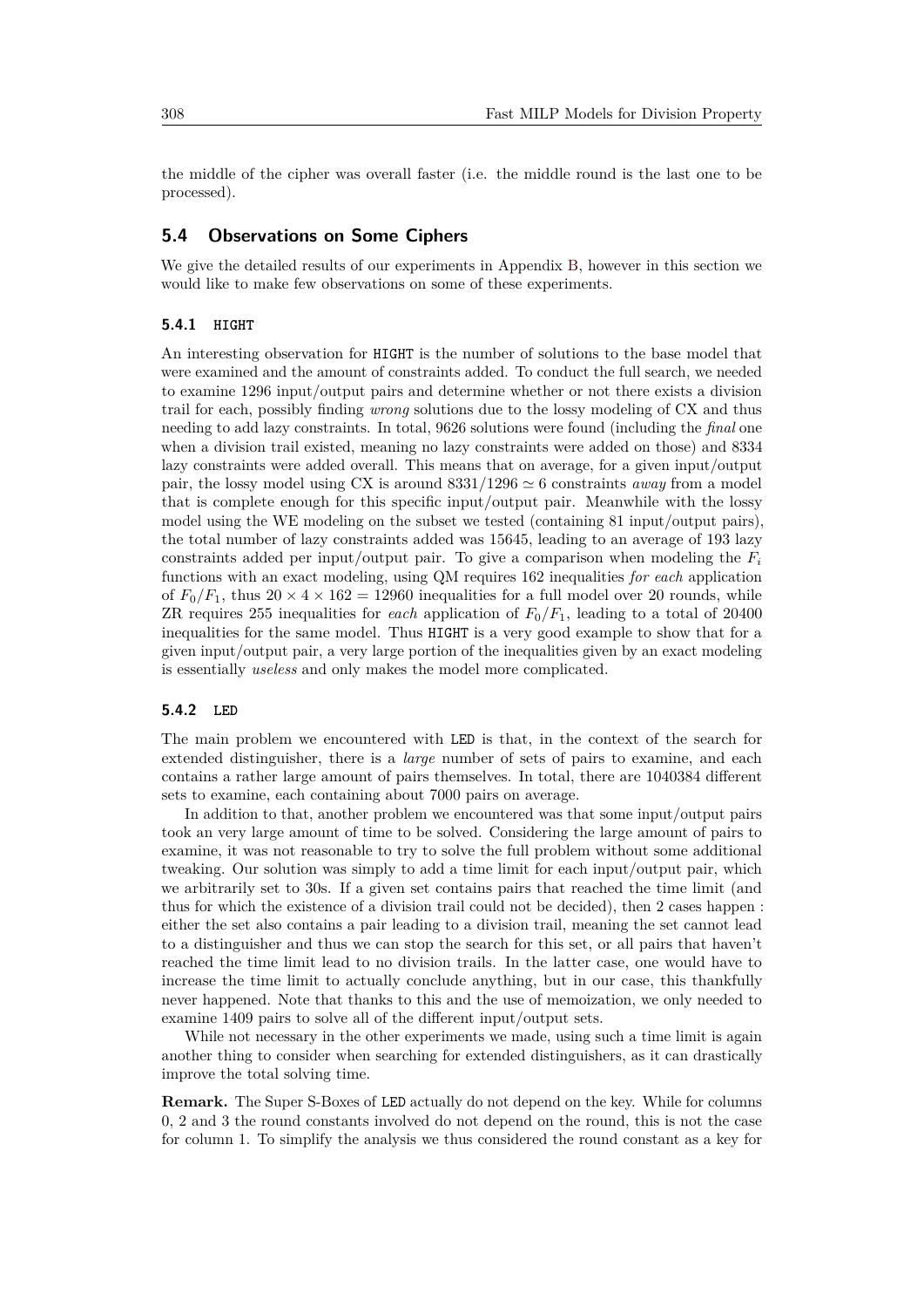the middle of the cipher was overall faster (i.e. the middle round is the last one to be processed).

## 5.4 Observations on Some Ciphers

We give the detailed results of our experiments in Appendix B, however in this section we would like to make few observations on some of these experiments.

### 5.4.1 HIGHT

An interesting observation for HIGHT is the number of solutions to the base model that were examined and the amount of constraints added. To conduct the full search, we needed to examine 1296 input/output pairs and determine whether or not there exists a division trail for each, possibly finding *wrong* solutions due to the lossy modeling of CX and thus needing to add lazy constraints. In total, 9626 solutions were found (including the *final* one when a division trail existed, meaning no lazy constraints were added on those) and 8334 lazy constraints were added overall. This means that on average, for a given input/output pair, the lossy model using CX is around $8331/1296 \simeq 6$ constraints *away* from a model that is complete enough for this specific input/output pair. Meanwhile with the lossy model using the WE modeling on the subset we tested (containing 81 input/output pairs), the total number of lazy constraints added was 15645, leading to an average of 193 lazy constraints added per input/output pair. To give a comparison when modeling the $F_i$ functions with an exact modeling, using QM requires 162 inequalities *for each* application of $F_0/F_1$, thus $20 \times 4 \times 162 = 12960$ inequalities for a full model over 20 rounds, while ZR requires 255 inequalities for *each* application of $F_0/F_1$, leading to a total of 20400 inequalities for the same model. Thus HIGHT is a very good example to show that for a given input/output pair, a very large portion of the inequalities given by an exact modeling is essentially *useless* and only makes the model more complicated.

### 5.4.2 LED

The main problem we encountered with LED is that, in the context of the search for extended distinguisher, there is a *large* number of sets of pairs to examine, and each contains a rather large amount of pairs themselves. In total, there are 1040384 different sets to examine, each containing about 7000 pairs on average.

In addition to that, another problem we encountered was that some input/output pairs took an very large amount of time to be solved. Considering the large amount of pairs to examine, it was not reasonable to try to solve the full problem without some additional tweaking. Our solution was simply to add a time limit for each input/output pair, which we arbitrarily set to 30s. If a given set contains pairs that reached the time limit (and thus for which the existence of a division trail could not be decided), then 2 cases happen : either the set also contains a pair leading to a division trail, meaning the set cannot lead to a distinguisher and thus we can stop the search for this set, or all pairs that haven't reached the time limit lead to no division trails. In the latter case, one would have to increase the time limit to actually conclude anything, but in our case, this thankfully never happened. Note that thanks to this and the use of memoization, we only needed to examine 1409 pairs to solve all of the different input/output sets.

While not necessary in the other experiments we made, using such a time limit is again another thing to consider when searching for extended distinguishers, as it can drastically improve the total solving time.

**Remark.** The Super S-Boxes of LED actually do not depend on the key. While for columns 0, 2 and 3 the round constants involved do not depend on the round, this is not the case for column 1. To simplify the analysis we thus considered the round constant as a key for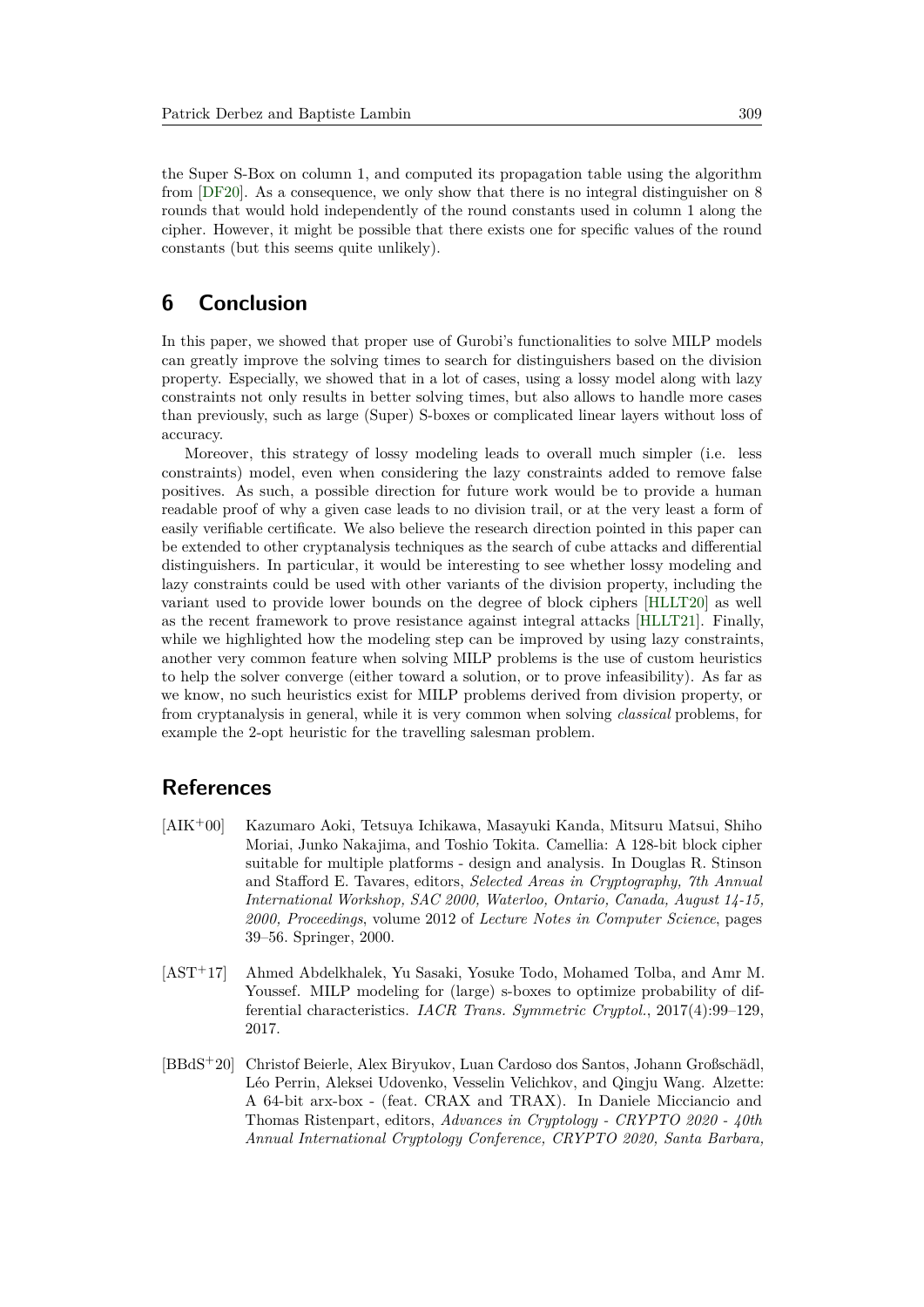the Super S-Box on column 1, and computed its propagation table using the algorithm from [DF20]. As a consequence, we only show that there is no integral distinguisher on 8 rounds that would hold independently of the round constants used in column 1 along the cipher. However, it might be possible that there exists one for specific values of the round constants (but this seems quite unlikely).

## 6 Conclusion

In this paper, we showed that proper use of Gurobi's functionalities to solve MILP models can greatly improve the solving times to search for distinguishers based on the division property. Especially, we showed that in a lot of cases, using a lossy model along with lazy constraints not only results in better solving times, but also allows to handle more cases than previously, such as large (Super) S-boxes or complicated linear layers without loss of accuracy.

Moreover, this strategy of lossy modeling leads to overall much simpler (i.e. less constraints) model, even when considering the lazy constraints added to remove false positives. As such, a possible direction for future work would be to provide a human readable proof of why a given case leads to no division trail, or at the very least a form of easily verifiable certificate. We also believe the research direction pointed in this paper can be extended to other cryptanalysis techniques as the search of cube attacks and differential distinguishers. In particular, it would be interesting to see whether lossy modeling and lazy constraints could be used with other variants of the division property, including the variant used to provide lower bounds on the degree of block ciphers [HLLT20] as well as the recent framework to prove resistance against integral attacks [HLLT21]. Finally, while we highlighted how the modeling step can be improved by using lazy constraints, another very common feature when solving MILP problems is the use of custom heuristics to help the solver converge (either toward a solution, or to prove infeasibility). As far as we know, no such heuristics exist for MILP problems derived from division property, or from cryptanalysis in general, while it is very common when solving *classical* problems, for example the 2-opt heuristic for the travelling salesman problem.

## References

[AIK+00] Kazumaro Aoki, Tetsuya Ichikawa, Masayuki Kanda, Mitsuru Matsui, Shiho Moriai, Junko Nakajima, and Toshio Tokita. Camellia: A 128-bit block cipher suitable for multiple platforms - design and analysis. In Douglas R. Stinson and Stafford E. Tavares, editors, *Selected Areas in Cryptography, 7th Annual International Workshop, SAC 2000, Waterloo, Ontario, Canada, August 14-15, 2000, Proceedings*, volume 2012 of *Lecture Notes in Computer Science*, pages 39–56. Springer, 2000.

[AST+17] Ahmed Abdelkhalek, Yu Sasaki, Yosuke Todo, Mohamed Tolba, and Amr M. Youssef. MILP modeling for (large) s-boxes to optimize probability of differential characteristics. *IACR Trans. Symmetric Cryptol.*, 2017(4):99–129, 2017.

[BBdS+20] Christof Beierle, Alex Biryukov, Luan Cardoso dos Santos, Johann Großschädl, Léo Perrin, Aleksei Udovenko, Vesselin Velichkov, and Qingju Wang. Alzette: A 64-bit arx-box - (feat. CRAX and TRAX). In Daniele Micciancio and Thomas Ristenpart, editors, *Advances in Cryptology - CRYPTO 2020 - 40th Annual International Cryptology Conference, CRYPTO 2020, Santa Barbara,*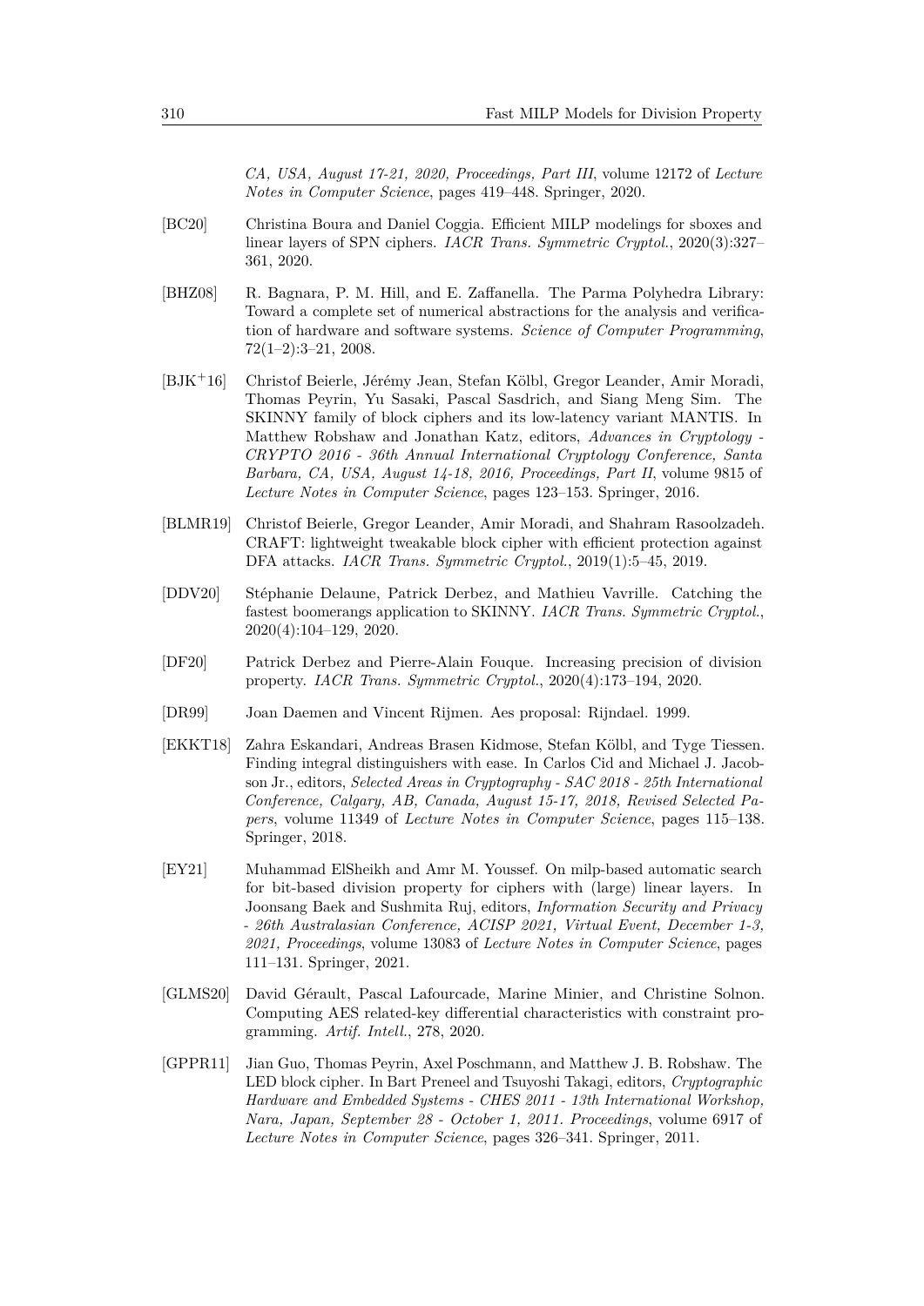*CA, USA, August 17-21, 2020, Proceedings, Part III*, volume 12172 of *Lecture Notes in Computer Science*, pages 419–448. Springer, 2020.

[BC20] Christina Boura and Daniel Coggia. Efficient MILP modelings for sboxes and linear layers of SPN ciphers. *IACR Trans. Symmetric Cryptol.*, 2020(3):327–361, 2020.

[BHZ08] R. Bagnara, P. M. Hill, and E. Zaffanella. The Parma Polyhedra Library: Toward a complete set of numerical abstractions for the analysis and verification of hardware and software systems. *Science of Computer Programming*, 72(1–2):3–21, 2008.

[BJK+16] Christof Beierle, Jérémy Jean, Stefan Kölbl, Gregor Leander, Amir Moradi, Thomas Peyrin, Yu Sasaki, Pascal Sasdrich, and Siang Meng Sim. The SKINNY family of block ciphers and its low-latency variant MANTIS. In Matthew Robshaw and Jonathan Katz, editors, *Advances in Cryptology - CRYPTO 2016 - 36th Annual International Cryptology Conference, Santa Barbara, CA, USA, August 14-18, 2016, Proceedings, Part II*, volume 9815 of *Lecture Notes in Computer Science*, pages 123–153. Springer, 2016.

[BLMR19] Christof Beierle, Gregor Leander, Amir Moradi, and Shahram Rasoolzadeh. CRAFT: lightweight tweakable block cipher with efficient protection against DFA attacks. *IACR Trans. Symmetric Cryptol.*, 2019(1):5–45, 2019.

[DDV20] Stéphanie Delaune, Patrick Derbez, and Mathieu Vavrille. Catching the fastest boomerangs application to SKINNY. *IACR Trans. Symmetric Cryptol.*, 2020(4):104–129, 2020.

[DF20] Patrick Derbez and Pierre-Alain Fouque. Increasing precision of division property. *IACR Trans. Symmetric Cryptol.*, 2020(4):173–194, 2020.

[DR99] Joan Daemen and Vincent Rijmen. Aes proposal: Rijndael. 1999.

[EKKT18] Zahra Eskandari, Andreas Brasen Kidmose, Stefan Kölbl, and Tyge Tiessen. Finding integral distinguishers with ease. In Carlos Cid and Michael J. Jacobson Jr., editors, *Selected Areas in Cryptography - SAC 2018 - 25th International Conference, Calgary, AB, Canada, August 15-17, 2018, Revised Selected Papers*, volume 11349 of *Lecture Notes in Computer Science*, pages 115–138. Springer, 2018.

[EY21] Muhammad ElSheikh and Amr M. Youssef. On milp-based automatic search for bit-based division property for ciphers with (large) linear layers. In Joonsang Baek and Sushmita Ruj, editors, *Information Security and Privacy - 26th Australasian Conference, ACISP 2021, Virtual Event, December 1-3, 2021, Proceedings*, volume 13083 of *Lecture Notes in Computer Science*, pages 111–131. Springer, 2021.

[GLMS20] David Gérault, Pascal Lafourcade, Marine Minier, and Christine Solnon. Computing AES related-key differential characteristics with constraint programming. *Artif. Intell.*, 278, 2020.

[GPPR11] Jian Guo, Thomas Peyrin, Axel Poschmann, and Matthew J. B. Robshaw. The LED block cipher. In Bart Preneel and Tsuyoshi Takagi, editors, *Cryptographic Hardware and Embedded Systems - CHES 2011 - 13th International Workshop, Nara, Japan, September 28 - October 1, 2011. Proceedings*, volume 6917 of *Lecture Notes in Computer Science*, pages 326–341. Springer, 2011.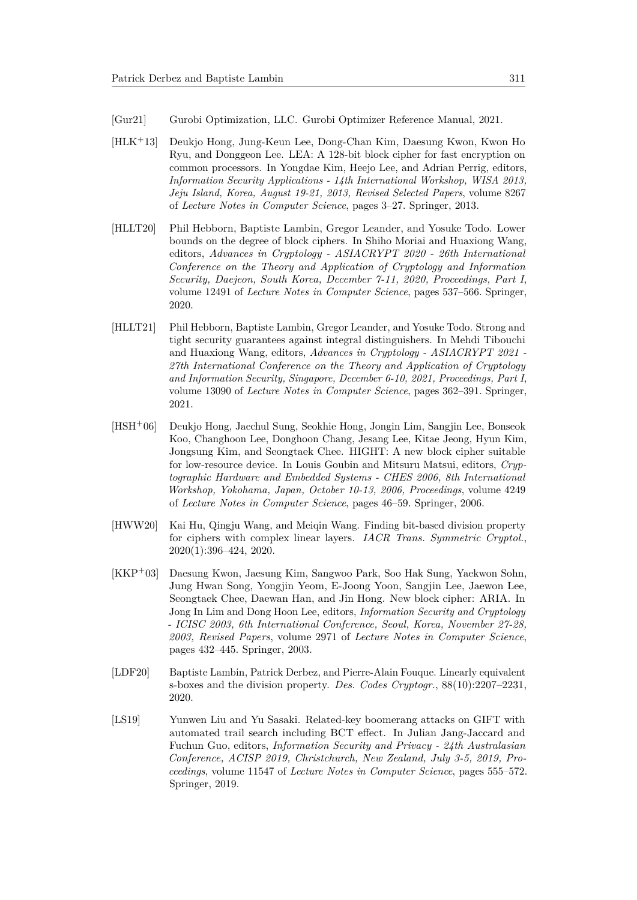[Gur21] Gurobi Optimization, LLC. Gurobi Optimizer Reference Manual, 2021.

[HLK+13] Deukjo Hong, Jung-Keun Lee, Dong-Chan Kim, Daesung Kwon, Kwon Ho Ryu, and Donggeon Lee. LEA: A 128-bit block cipher for fast encryption on common processors. In Yongdae Kim, Heejo Lee, and Adrian Perrig, editors, *Information Security Applications - 14th International Workshop, WISA 2013, Jeju Island, Korea, August 19-21, 2013, Revised Selected Papers*, volume 8267 of *Lecture Notes in Computer Science*, pages 3–27. Springer, 2013.

[HLLT20] Phil Hebborn, Baptiste Lambin, Gregor Leander, and Yosuke Todo. Lower bounds on the degree of block ciphers. In Shiho Moriai and Huaxiong Wang, editors, *Advances in Cryptology - ASIACRYPT 2020 - 26th International Conference on the Theory and Application of Cryptology and Information Security, Daejeon, South Korea, December 7-11, 2020, Proceedings, Part I*, volume 12491 of *Lecture Notes in Computer Science*, pages 537–566. Springer, 2020.

[HLLT21] Phil Hebborn, Baptiste Lambin, Gregor Leander, and Yosuke Todo. Strong and tight security guarantees against integral distinguishers. In Mehdi Tibouchi and Huaxiong Wang, editors, *Advances in Cryptology - ASIACRYPT 2021 - 27th International Conference on the Theory and Application of Cryptology and Information Security, Singapore, December 6-10, 2021, Proceedings, Part I*, volume 13090 of *Lecture Notes in Computer Science*, pages 362–391. Springer, 2021.

[HSH+06] Deukjo Hong, Jaechul Sung, Seokhie Hong, Jongin Lim, Sangjin Lee, Bonseok Koo, Changhoon Lee, Donghoon Chang, Jesang Lee, Kitae Jeong, Hyun Kim, Jongsung Kim, and Seongtaek Chee. HIGHT: A new block cipher suitable for low-resource device. In Louis Goubin and Mitsuru Matsui, editors, *Cryptographic Hardware and Embedded Systems - CHES 2006, 8th International Workshop, Yokohama, Japan, October 10-13, 2006, Proceedings*, volume 4249 of *Lecture Notes in Computer Science*, pages 46–59. Springer, 2006.

[HWW20] Kai Hu, Qingju Wang, and Meiqin Wang. Finding bit-based division property for ciphers with complex linear layers. *IACR Trans. Symmetric Cryptol.*, 2020(1):396–424, 2020.

[KKP+03] Daesung Kwon, Jaesung Kim, Sangwoo Park, Soo Hak Sung, Yaekwon Sohn, Jung Hwan Song, Yongjin Yeom, E-Joong Yoon, Sangjin Lee, Jaewon Lee, Seongtaek Chee, Daewan Han, and Jin Hong. New block cipher: ARIA. In Jong In Lim and Dong Hoon Lee, editors, *Information Security and Cryptology - ICISC 2003, 6th International Conference, Seoul, Korea, November 27-28, 2003, Revised Papers*, volume 2971 of *Lecture Notes in Computer Science*, pages 432–445. Springer, 2003.

[LDF20] Baptiste Lambin, Patrick Derbez, and Pierre-Alain Fouque. Linearly equivalent s-boxes and the division property. *Des. Codes Cryptogr.*, 88(10):2207–2231, 2020.

[LS19] Yunwen Liu and Yu Sasaki. Related-key boomerang attacks on GIFT with automated trail search including BCT effect. In Julian Jang-Jaccard and Fuchun Guo, editors, *Information Security and Privacy - 24th Australasian Conference, ACISP 2019, Christchurch, New Zealand, July 3-5, 2019, Proceedings*, volume 11547 of *Lecture Notes in Computer Science*, pages 555–572. Springer, 2019.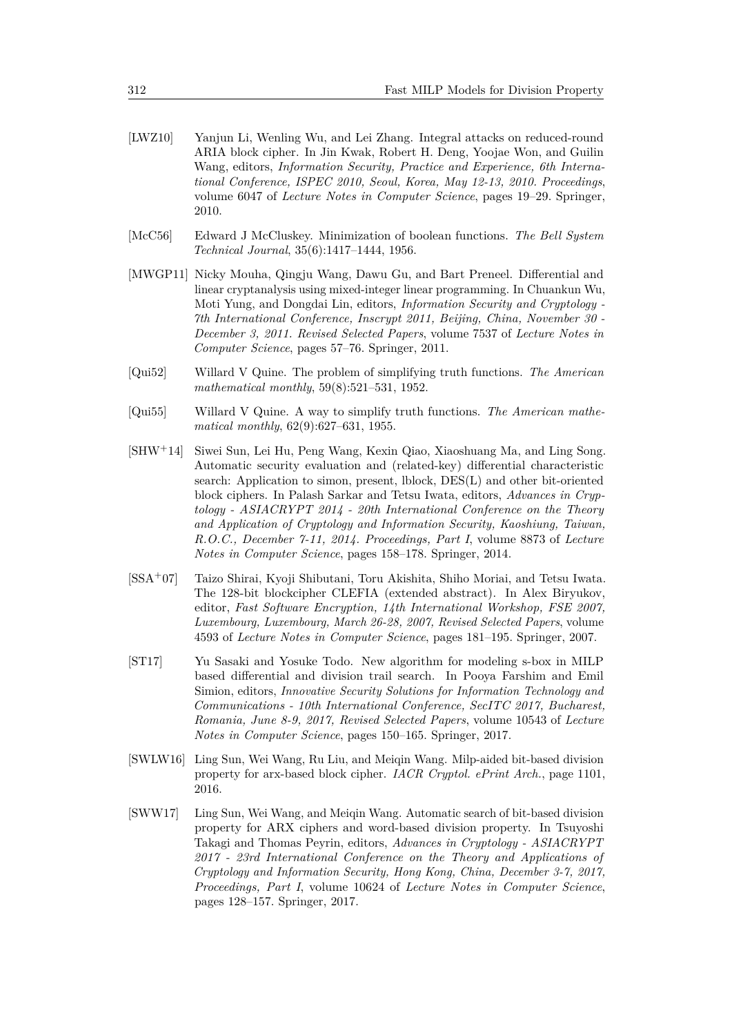[LWZ10] Yanjun Li, Wenling Wu, and Lei Zhang. Integral attacks on reduced-round ARIA block cipher. In Jin Kwak, Robert H. Deng, Yoojae Won, and Guilin Wang, editors, *Information Security, Practice and Experience, 6th International Conference, ISPEC 2010, Seoul, Korea, May 12-13, 2010. Proceedings*, volume 6047 of *Lecture Notes in Computer Science*, pages 19–29. Springer, 2010.

[McC56] Edward J McCluskey. Minimization of boolean functions. *The Bell System Technical Journal*, 35(6):1417–1444, 1956.

[MWGP11] Nicky Mouha, Qingju Wang, Dawu Gu, and Bart Preneel. Differential and linear cryptanalysis using mixed-integer linear programming. In Chuankun Wu, Moti Yung, and Dongdai Lin, editors, *Information Security and Cryptology - 7th International Conference, Inscrypt 2011, Beijing, China, November 30 - December 3, 2011. Revised Selected Papers*, volume 7537 of *Lecture Notes in Computer Science*, pages 57–76. Springer, 2011.

[Qui52] Willard V Quine. The problem of simplifying truth functions. *The American mathematical monthly*, 59(8):521–531, 1952.

[Qui55] Willard V Quine. A way to simplify truth functions. *The American mathematical monthly*, 62(9):627–631, 1955.

[SHW+14] Siwei Sun, Lei Hu, Peng Wang, Kexin Qiao, Xiaoshuang Ma, and Ling Song. Automatic security evaluation and (related-key) differential characteristic search: Application to simon, present, lblock, DES(L) and other bit-oriented block ciphers. In Palash Sarkar and Tetsu Iwata, editors, *Advances in Cryptology - ASIACRYPT 2014 - 20th International Conference on the Theory and Application of Cryptology and Information Security, Kaoshiung, Taiwan, R.O.C., December 7-11, 2014. Proceedings, Part I*, volume 8873 of *Lecture Notes in Computer Science*, pages 158–178. Springer, 2014.

[SSA+07] Taizo Shirai, Kyoji Shibutani, Toru Akishita, Shiho Moriai, and Tetsu Iwata. The 128-bit blockcipher CLEFIA (extended abstract). In Alex Biryukov, editor, *Fast Software Encryption, 14th International Workshop, FSE 2007, Luxembourg, Luxembourg, March 26-28, 2007, Revised Selected Papers*, volume 4593 of *Lecture Notes in Computer Science*, pages 181–195. Springer, 2007.

[ST17] Yu Sasaki and Yosuke Todo. New algorithm for modeling s-box in MILP based differential and division trail search. In Pooya Farshim and Emil Simion, editors, *Innovative Security Solutions for Information Technology and Communications - 10th International Conference, SecITC 2017, Bucharest, Romania, June 8-9, 2017, Revised Selected Papers*, volume 10543 of *Lecture Notes in Computer Science*, pages 150–165. Springer, 2017.

[SWLW16] Ling Sun, Wei Wang, Ru Liu, and Meiqin Wang. Milp-aided bit-based division property for arx-based block cipher. *IACR Cryptol. ePrint Arch.*, page 1101, 2016.

[SWW17] Ling Sun, Wei Wang, and Meiqin Wang. Automatic search of bit-based division property for ARX ciphers and word-based division property. In Tsuyoshi Takagi and Thomas Peyrin, editors, *Advances in Cryptology - ASIACRYPT 2017 - 23rd International Conference on the Theory and Applications of Cryptology and Information Security, Hong Kong, China, December 3-7, 2017, Proceedings, Part I*, volume 10624 of *Lecture Notes in Computer Science*, pages 128–157. Springer, 2017.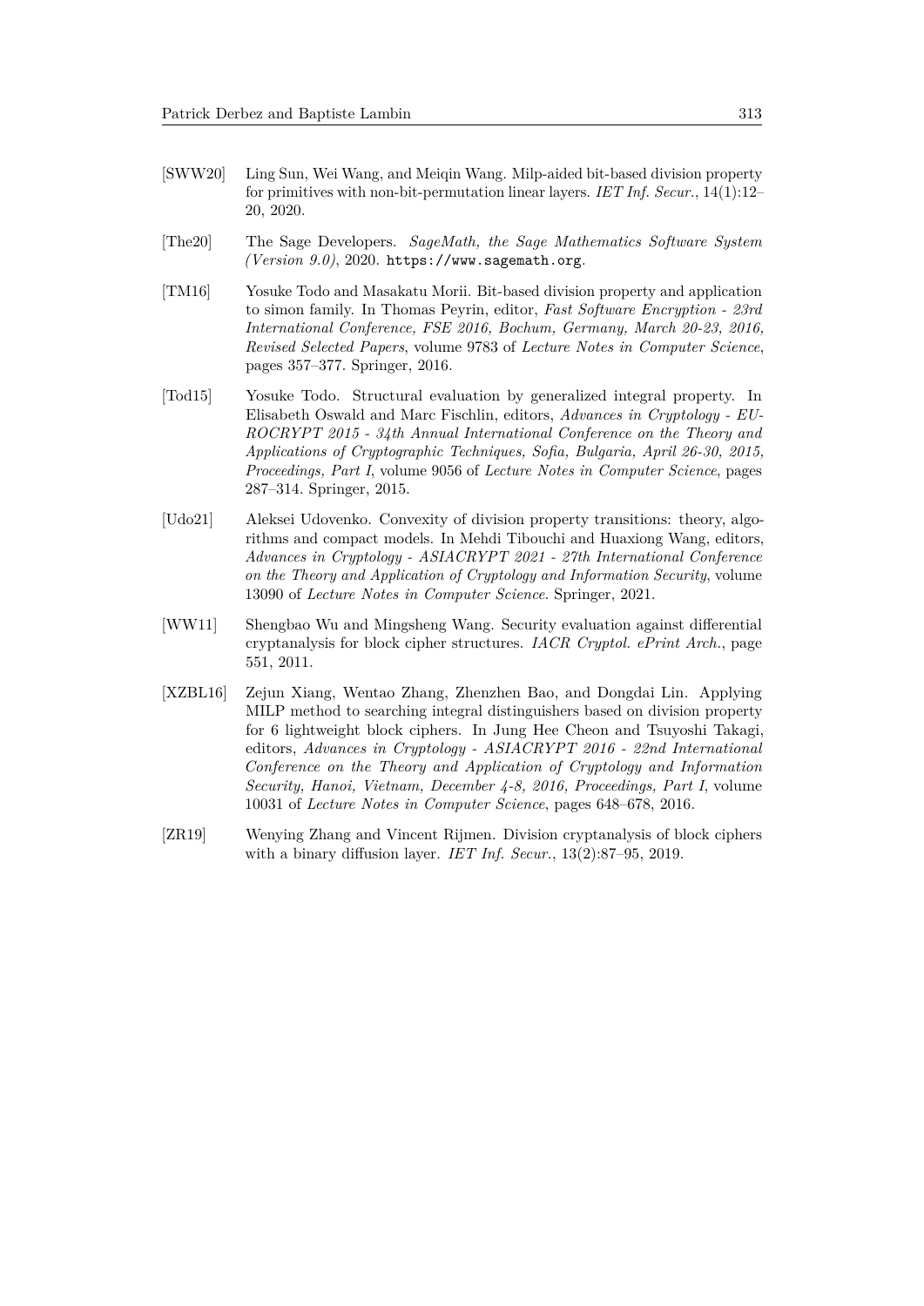[SWW20] Ling Sun, Wei Wang, and Meiqin Wang. Milp-aided bit-based division property for primitives with non-bit-permutation linear layers. *IET Inf. Secur.*, 14(1):12–20, 2020.

[The20] The Sage Developers. *SageMath, the Sage Mathematics Software System (Version 9.0)*, 2020. `https://www.sagemath.org`.

[TM16] Yosuke Todo and Masakatu Morii. Bit-based division property and application to simon family. In Thomas Peyrin, editor, *Fast Software Encryption - 23rd International Conference, FSE 2016, Bochum, Germany, March 20-23, 2016, Revised Selected Papers*, volume 9783 of *Lecture Notes in Computer Science*, pages 357–377. Springer, 2016.

[Tod15] Yosuke Todo. Structural evaluation by generalized integral property. In Elisabeth Oswald and Marc Fischlin, editors, *Advances in Cryptology - EUROCRYPT 2015 - 34th Annual International Conference on the Theory and Applications of Cryptographic Techniques, Sofia, Bulgaria, April 26-30, 2015, Proceedings, Part I*, volume 9056 of *Lecture Notes in Computer Science*, pages 287–314. Springer, 2015.

[Udo21] Aleksei Udovenko. Convexity of division property transitions: theory, algorithms and compact models. In Mehdi Tibouchi and Huaxiong Wang, editors, *Advances in Cryptology - ASIACRYPT 2021 - 27th International Conference on the Theory and Application of Cryptology and Information Security*, volume 13090 of *Lecture Notes in Computer Science*. Springer, 2021.

[WW11] Shengbao Wu and Mingsheng Wang. Security evaluation against differential cryptanalysis for block cipher structures. *IACR Cryptol. ePrint Arch.*, page 551, 2011.

[XZBL16] Zejun Xiang, Wentao Zhang, Zhenzhen Bao, and Dongdai Lin. Applying MILP method to searching integral distinguishers based on division property for 6 lightweight block ciphers. In Jung Hee Cheon and Tsuyoshi Takagi, editors, *Advances in Cryptology - ASIACRYPT 2016 - 22nd International Conference on the Theory and Application of Cryptology and Information Security, Hanoi, Vietnam, December 4-8, 2016, Proceedings, Part I*, volume 10031 of *Lecture Notes in Computer Science*, pages 648–678, 2016.

[ZR19] Wenying Zhang and Vincent Rijmen. Division cryptanalysis of block ciphers with a binary diffusion layer. *IET Inf. Secur.*, 13(2):87–95, 2019.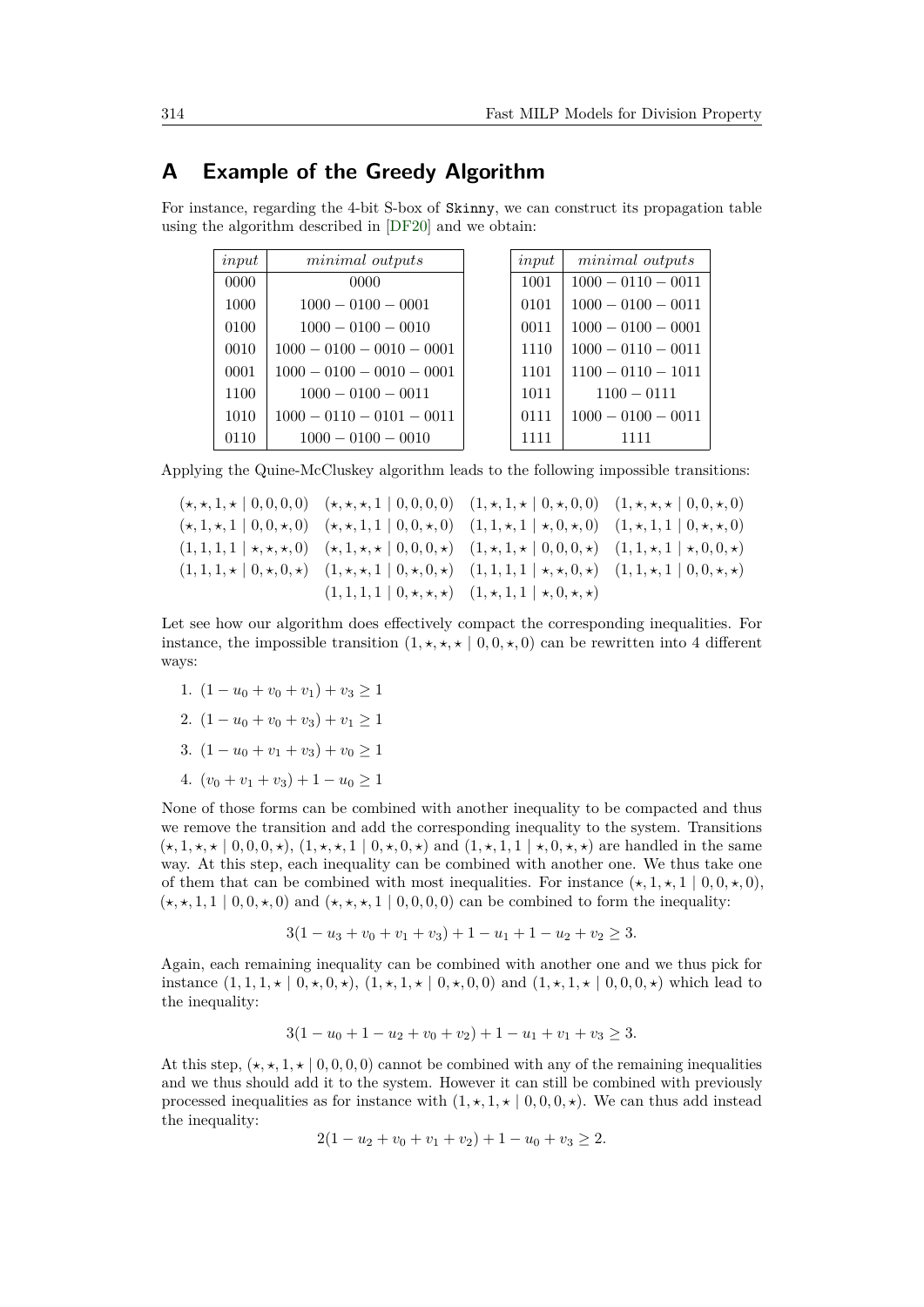## A Example of the Greedy Algorithm

For instance, regarding the 4-bit S-box of Skinny, we can construct its propagation table using the algorithm described in [DF20] and we obtain:

| *input* | *minimal outputs* |
|---|---|
| 0000 | 0000 |
| 1000 | 1000 − 0100 − 0001 |
| 0100 | 1000 − 0100 − 0010 |
| 0010 | 1000 − 0100 − 0010 − 0001 |
| 0001 | 1000 − 0100 − 0010 − 0001 |
| 1100 | 1000 − 0100 − 0011 |
| 1010 | 1000 − 0110 − 0101 − 0011 |
| 0110 | 1000 − 0100 − 0010 |

| *input* | *minimal outputs* |
|---|---|
| 1001 | 1000 − 0110 − 0011 |
| 0101 | 1000 − 0100 − 0011 |
| 0011 | 1000 − 0100 − 0001 |
| 1110 | 1000 − 0110 − 0011 |
| 1101 | 1100 − 0110 − 1011 |
| 1011 | 1100 − 0111 |
| 0111 | 1000 − 0100 − 0011 |
| 1111 | 1111 |

Applying the Quine-McCluskey algorithm leads to the following impossible transitions:

$$
\begin{array}{llll}
(\star,\star,1,\star \mid 0,0,0,0) & (\star,\star,\star,1 \mid 0,0,0,0) & (1,\star,1,\star \mid 0,\star,0,0) & (1,\star,\star,\star \mid 0,0,\star,0) \\
(\star,1,\star,1 \mid 0,0,\star,0) & (\star,\star,1,1 \mid 0,0,\star,0) & (1,1,\star,1 \mid \star,0,\star,0) & (1,\star,1,1 \mid 0,\star,\star,0) \\
(1,1,1,1 \mid \star,\star,\star,0) & (\star,1,\star,\star \mid 0,0,0,\star) & (1,\star,1,\star \mid 0,0,0,\star) & (1,1,\star,1 \mid \star,0,0,\star) \\
(1,1,1,\star \mid 0,\star,0,\star) & (1,\star,\star,1 \mid 0,\star,0,\star) & (1,1,1,1 \mid \star,\star,0,\star) & (1,1,\star,1 \mid 0,0,\star,\star) \\
& (1,1,1,1 \mid 0,\star,\star,\star) & (1,\star,1,1 \mid \star,0,\star,\star) &
\end{array}
$$

Let see how our algorithm does effectively compact the corresponding inequalities. For instance, the impossible transition $(1,\star,\star,\star \mid 0,0,\star,0)$ can be rewritten into 4 different ways:

1. $(1-u_0+v_0+v_1)+v_3 \geq 1$
2. $(1-u_0+v_0+v_3)+v_1 \geq 1$
3. $(1-u_0+v_1+v_3)+v_0 \geq 1$
4. $(v_0+v_1+v_3)+1-u_0 \geq 1$

None of those forms can be combined with another inequality to be compacted and thus we remove the transition and add the corresponding inequality to the system. Transitions $(\star,1,\star,\star \mid 0,0,0,\star)$, $(1,\star,\star,1 \mid 0,\star,0,\star)$ and $(1,\star,1,1 \mid \star,0,\star,\star)$ are handled in the same way. At this step, each inequality can be combined with another one. We thus take one of them that can be combined with most inequalities. For instance $(\star,1,\star,1 \mid 0,0,\star,0)$, $(\star,\star,1,1 \mid 0,0,\star,0)$ and $(\star,\star,\star,1 \mid 0,0,0,0)$ can be combined to form the inequality:

$$3(1-u_3+v_0+v_1+v_3)+1-u_1+1-u_2+v_2 \geq 3.$$

Again, each remaining inequality can be combined with another one and we thus pick for instance $(1,1,1,\star \mid 0,\star,0,\star)$, $(1,\star,1,\star \mid 0,\star,0,0)$ and $(1,\star,1,\star \mid 0,0,0,\star)$ which lead to the inequality:

$$3(1-u_0+1-u_2+v_0+v_2)+1-u_1+v_1+v_3 \geq 3.$$

At this step, $(\star,\star,1,\star \mid 0,0,0,0)$ cannot be combined with any of the remaining inequalities and we thus should add it to the system. However it can still be combined with previously processed inequalities as for instance with $(1,\star,1,\star \mid 0,0,0,\star)$. We can thus add instead the inequality:

$$2(1-u_2+v_0+v_1+v_2)+1-u_0+v_3 \geq 2.$$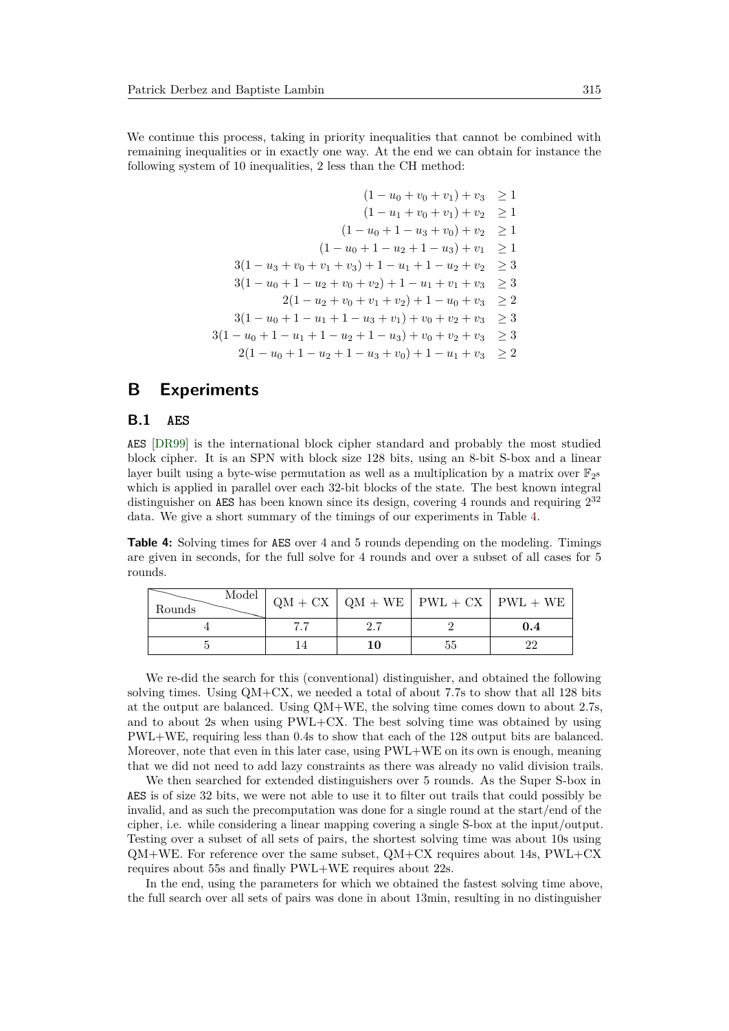We continue this process, taking in priority inequalities that cannot be combined with remaining inequalities or in exactly one way. At the end we can obtain for instance the following system of 10 inequalities, 2 less than the CH method:

$$
\begin{aligned}
(1-u_0+v_0+v_1)+v_3 &\geq 1\\
(1-u_1+v_0+v_1)+v_2 &\geq 1\\
(1-u_0+1-u_3+v_0)+v_2 &\geq 1\\
(1-u_0+1-u_2+1-u_3)+v_1 &\geq 1\\
3(1-u_3+v_0+v_1+v_3)+1-u_1+1-u_2+v_2 &\geq 3\\
3(1-u_0+1-u_2+v_0+v_2)+1-u_1+v_1+v_3 &\geq 3\\
2(1-u_2+v_0+v_1+v_2)+1-u_0+v_3 &\geq 2\\
3(1-u_0+1-u_1+1-u_3+v_1)+v_0+v_2+v_3 &\geq 3\\
3(1-u_0+1-u_1+1-u_2+1-u_3)+v_0+v_2+v_3 &\geq 3\\
2(1-u_0+1-u_2+1-u_3+v_0)+1-u_1+v_3 &\geq 2
\end{aligned}
$$

# B Experiments

## B.1 AES

AES [DR99] is the international block cipher standard and probably the most studied block cipher. It is an SPN with block size 128 bits, using an 8-bit S-box and a linear layer built using a byte-wise permutation as well as a multiplication by a matrix over $\mathbb{F}_{2^8}$ which is applied in parallel over each 32-bit blocks of the state. The best known integral distinguisher on AES has been known since its design, covering 4 rounds and requiring $2^{32}$ data. We give a short summary of the timings of our experiments in Table 4.

**Table 4:** Solving times for AES over 4 and 5 rounds depending on the modeling. Timings are given in seconds, for the full solve for 4 rounds and over a subset of all cases for 5 rounds.

| Rounds \ Model | QM + CX | QM + WE | PWL + CX | PWL + WE |
|---|---|---|---|---|
| 4 | 7.7 | 2.7 | 2 | **0.4** |
| 5 | 14 | **10** | 55 | 22 |

We re-did the search for this (conventional) distinguisher, and obtained the following solving times. Using QM+CX, we needed a total of about 7.7s to show that all 128 bits at the output are balanced. Using QM+WE, the solving time comes down to about 2.7s, and to about 2s when using PWL+CX. The best solving time was obtained by using PWL+WE, requiring less than 0.4s to show that each of the 128 output bits are balanced. Moreover, note that even in this later case, using PWL+WE on its own is enough, meaning that we did not need to add lazy constraints as there was already no valid division trails.

We then searched for extended distinguishers over 5 rounds. As the Super S-box in AES is of size 32 bits, we were not able to use it to filter out trails that could possibly be invalid, and as such the precomputation was done for a single round at the start/end of the cipher, i.e. while considering a linear mapping covering a single S-box at the input/output. Testing over a subset of all sets of pairs, the shortest solving time was about 10s using QM+WE. For reference over the same subset, QM+CX requires about 14s, PWL+CX requires about 55s and finally PWL+WE requires about 22s.

In the end, using the parameters for which we obtained the fastest solving time above, the full search over all sets of pairs was done in about 13min, resulting in no distinguisher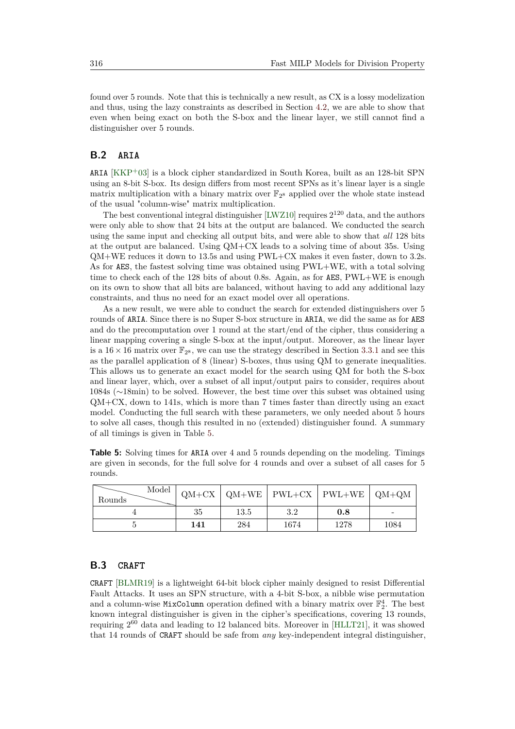found over 5 rounds. Note that this is technically a new result, as CX is a lossy modelization and thus, using the lazy constraints as described in Section 4.2, we are able to show that even when being exact on both the S-box and the linear layer, we still cannot find a distinguisher over 5 rounds.

## B.2 ARIA

ARIA [KKP+03] is a block cipher standardized in South Korea, built as an 128-bit SPN using an 8-bit S-box. Its design differs from most recent SPNs as it's linear layer is a single matrix multiplication with a binary matrix over $\mathbb{F}_{2^8}$ applied over the whole state instead of the usual "column-wise" matrix multiplication.

The best conventional integral distinguisher [LWZ10] requires $2^{120}$ data, and the authors were only able to show that 24 bits at the output are balanced. We conducted the search using the same input and checking all output bits, and were able to show that *all* 128 bits at the output are balanced. Using QM+CX leads to a solving time of about 35s. Using QM+WE reduces it down to 13.5s and using PWL+CX makes it even faster, down to 3.2s. As for AES, the fastest solving time was obtained using PWL+WE, with a total solving time to check each of the 128 bits of about 0.8s. Again, as for AES, PWL+WE is enough on its own to show that all bits are balanced, without having to add any additional lazy constraints, and thus no need for an exact model over all operations.

As a new result, we were able to conduct the search for extended distinguishers over 5 rounds of ARIA. Since there is no Super S-box structure in ARIA, we did the same as for AES and do the precomputation over 1 round at the start/end of the cipher, thus considering a linear mapping covering a single S-box at the input/output. Moreover, as the linear layer is a $16 \times 16$ matrix over $\mathbb{F}_{2^8}$, we can use the strategy described in Section 3.3.1 and see this as the parallel application of 8 (linear) S-boxes, thus using QM to generate inequalities. This allows us to generate an exact model for the search using QM for both the S-box and linear layer, which, over a subset of all input/output pairs to consider, requires about 1084s ($\sim$18min) to be solved. However, the best time over this subset was obtained using QM+CX, down to 141s, which is more than 7 times faster than directly using an exact model. Conducting the full search with these parameters, we only needed about 5 hours to solve all cases, though this resulted in no (extended) distinguisher found. A summary of all timings is given in Table 5.

**Table 5:** Solving times for ARIA over 4 and 5 rounds depending on the modeling. Timings are given in seconds, for the full solve for 4 rounds and over a subset of all cases for 5 rounds.

| Rounds \ Model | QM+CX | QM+WE | PWL+CX | PWL+WE | QM+QM |
|---|---|---|---|---|---|
| 4 | 35 | 13.5 | 3.2 | **0.8** | - |
| 5 | **141** | 284 | 1674 | 1278 | 1084 |

## B.3 CRAFT

CRAFT [BLMR19] is a lightweight 64-bit block cipher mainly designed to resist Differential Fault Attacks. It uses an SPN structure, with a 4-bit S-box, a nibble wise permutation and a column-wise MixColumn operation defined with a binary matrix over $\mathbb{F}_2^4$. The best known integral distinguisher is given in the cipher's specifications, covering 13 rounds, requiring $2^{60}$ data and leading to 12 balanced bits. Moreover in [HLLT21], it was showed that 14 rounds of CRAFT should be safe from *any* key-independent integral distinguisher,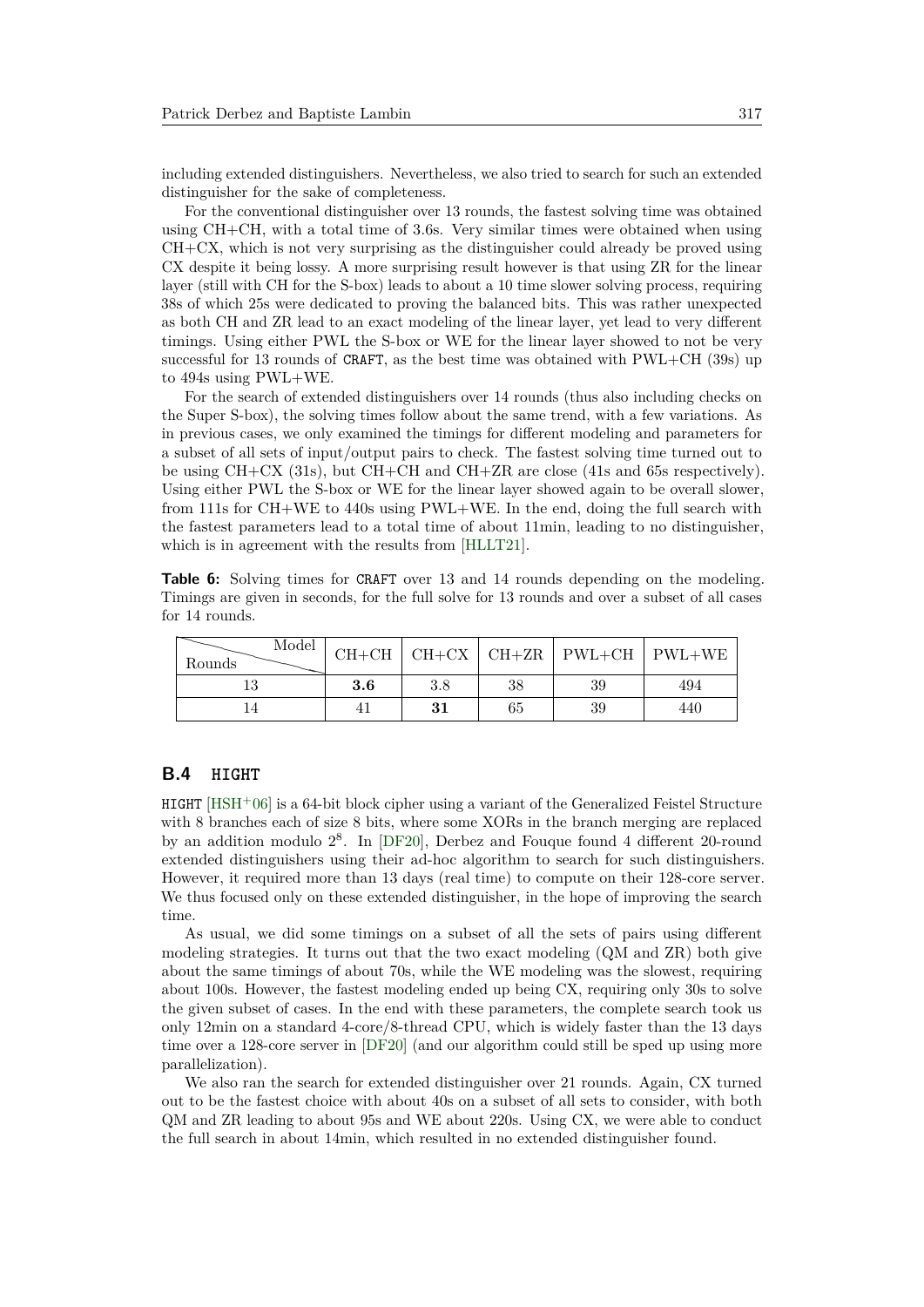including extended distinguishers. Nevertheless, we also tried to search for such an extended distinguisher for the sake of completeness.

For the conventional distinguisher over 13 rounds, the fastest solving time was obtained using CH+CH, with a total time of 3.6s. Very similar times were obtained when using CH+CX, which is not very surprising as the distinguisher could already be proved using CX despite it being lossy. A more surprising result however is that using ZR for the linear layer (still with CH for the S-box) leads to about a 10 time slower solving process, requiring 38s of which 25s were dedicated to proving the balanced bits. This was rather unexpected as both CH and ZR lead to an exact modeling of the linear layer, yet lead to very different timings. Using either PWL the S-box or WE for the linear layer showed to not be very successful for 13 rounds of `CRAFT`, as the best time was obtained with PWL+CH (39s) up to 494s using PWL+WE.

For the search of extended distinguishers over 14 rounds (thus also including checks on the Super S-box), the solving times follow about the same trend, with a few variations. As in previous cases, we only examined the timings for different modeling and parameters for a subset of all sets of input/output pairs to check. The fastest solving time turned out to be using CH+CX (31s), but CH+CH and CH+ZR are close (41s and 65s respectively). Using either PWL the S-box or WE for the linear layer showed again to be overall slower, from 111s for CH+WE to 440s using PWL+WE. In the end, doing the full search with the fastest parameters lead to a total time of about 11min, leading to no distinguisher, which is in agreement with the results from [HLLT21].

**Table 6:** Solving times for `CRAFT` over 13 and 14 rounds depending on the modeling. Timings are given in seconds, for the full solve for 13 rounds and over a subset of all cases for 14 rounds.

| Rounds \ Model | CH+CH | CH+CX | CH+ZR | PWL+CH | PWL+WE |
|---|---|---|---|---|---|
| 13 | **3.6** | 3.8 | 38 | 39 | 494 |
| 14 | 41 | **31** | 65 | 39 | 440 |

## B.4 `HIGHT`

`HIGHT` [HSH+06] is a 64-bit block cipher using a variant of the Generalized Feistel Structure with 8 branches each of size 8 bits, where some XORs in the branch merging are replaced by an addition modulo $2^8$. In [DF20], Derbez and Fouque found 4 different 20-round extended distinguishers using their ad-hoc algorithm to search for such distinguishers. However, it required more than 13 days (real time) to compute on their 128-core server. We thus focused only on these extended distinguisher, in the hope of improving the search time.

As usual, we did some timings on a subset of all the sets of pairs using different modeling strategies. It turns out that the two exact modeling (QM and ZR) both give about the same timings of about 70s, while the WE modeling was the slowest, requiring about 100s. However, the fastest modeling ended up being CX, requiring only 30s to solve the given subset of cases. In the end with these parameters, the complete search took us only 12min on a standard 4-core/8-thread CPU, which is widely faster than the 13 days time over a 128-core server in [DF20] (and our algorithm could still be sped up using more parallelization).

We also ran the search for extended distinguisher over 21 rounds. Again, CX turned out to be the fastest choice with about 40s on a subset of all sets to consider, with both QM and ZR leading to about 95s and WE about 220s. Using CX, we were able to conduct the full search in about 14min, which resulted in no extended distinguisher found.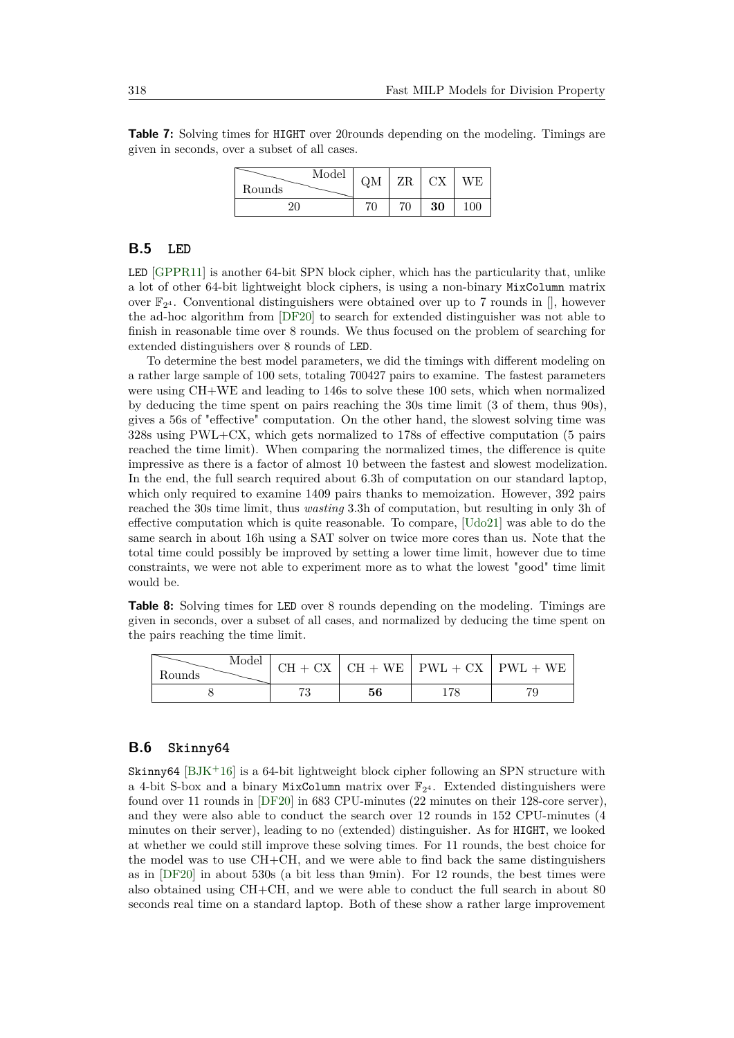**Table 7:** Solving times for HIGHT over 20rounds depending on the modeling. Timings are given in seconds, over a subset of all cases.

| Rounds \ Model | QM | ZR | CX | WE |
|---|---|---|---|---|
| 20 | 70 | 70 | **30** | 100 |

## B.5 LED

LED [GPPR11] is another 64-bit SPN block cipher, which has the particularity that, unlike a lot of other 64-bit lightweight block ciphers, is using a non-binary MixColumn matrix over $\mathbb{F}_{2^4}$. Conventional distinguishers were obtained over up to 7 rounds in [], however the ad-hoc algorithm from [DF20] to search for extended distinguisher was not able to finish in reasonable time over 8 rounds. We thus focused on the problem of searching for extended distinguishers over 8 rounds of LED.

To determine the best model parameters, we did the timings with different modeling on a rather large sample of 100 sets, totaling 700427 pairs to examine. The fastest parameters were using CH+WE and leading to 146s to solve these 100 sets, which when normalized by deducing the time spent on pairs reaching the 30s time limit (3 of them, thus 90s), gives a 56s of "effective" computation. On the other hand, the slowest solving time was 328s using PWL+CX, which gets normalized to 178s of effective computation (5 pairs reached the time limit). When comparing the normalized times, the difference is quite impressive as there is a factor of almost 10 between the fastest and slowest modelization. In the end, the full search required about 6.3h of computation on our standard laptop, which only required to examine 1409 pairs thanks to memoization. However, 392 pairs reached the 30s time limit, thus *wasting* 3.3h of computation, but resulting in only 3h of effective computation which is quite reasonable. To compare, [Udo21] was able to do the same search in about 16h using a SAT solver on twice more cores than us. Note that the total time could possibly be improved by setting a lower time limit, however due to time constraints, we were not able to experiment more as to what the lowest "good" time limit would be.

**Table 8:** Solving times for LED over 8 rounds depending on the modeling. Timings are given in seconds, over a subset of all cases, and normalized by deducing the time spent on the pairs reaching the time limit.

| Rounds \ Model | CH + CX | CH + WE | PWL + CX | PWL + WE |
|---|---|---|---|---|
| 8 | 73 | **56** | 178 | 79 |

## B.6 Skinny64

Skinny64 [BJK+16] is a 64-bit lightweight block cipher following an SPN structure with a 4-bit S-box and a binary MixColumn matrix over $\mathbb{F}_{2^4}$. Extended distinguishers were found over 11 rounds in [DF20] in 683 CPU-minutes (22 minutes on their 128-core server), and they were also able to conduct the search over 12 rounds in 152 CPU-minutes (4 minutes on their server), leading to no (extended) distinguisher. As for HIGHT, we looked at whether we could still improve these solving times. For 11 rounds, the best choice for the model was to use CH+CH, and we were able to find back the same distinguishers as in [DF20] in about 530s (a bit less than 9min). For 12 rounds, the best times were also obtained using CH+CH, and we were able to conduct the full search in about 80 seconds real time on a standard laptop. Both of these show a rather large improvement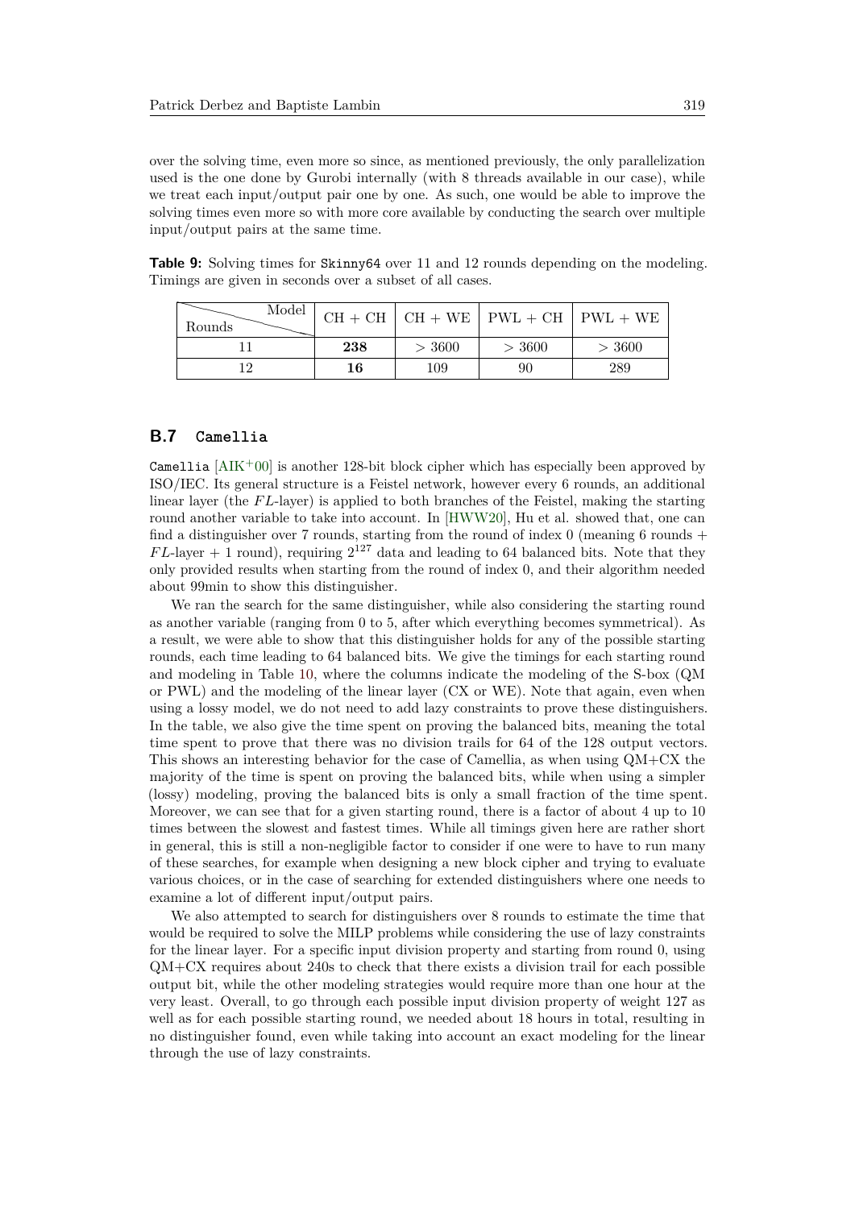over the solving time, even more so since, as mentioned previously, the only parallelization used is the one done by Gurobi internally (with 8 threads available in our case), while we treat each input/output pair one by one. As such, one would be able to improve the solving times even more so with more core available by conducting the search over multiple input/output pairs at the same time.

**Table 9:** Solving times for `Skinny64` over 11 and 12 rounds depending on the modeling. Timings are given in seconds over a subset of all cases.

| Rounds \ Model | CH + CH | CH + WE | PWL + CH | PWL + WE |
|---|---|---|---|---|
| 11 | **238** | $> 3600$ | $> 3600$ | $> 3600$ |
| 12 | **16** | 109 | 90 | 289 |

## B.7 `Camellia`

`Camellia` [AIK+00] is another 128-bit block cipher which has especially been approved by ISO/IEC. Its general structure is a Feistel network, however every 6 rounds, an additional linear layer (the $FL$-layer) is applied to both branches of the Feistel, making the starting round another variable to take into account. In [HWW20], Hu et al. showed that, one can find a distinguisher over 7 rounds, starting from the round of index 0 (meaning 6 rounds + $FL$-layer + 1 round), requiring $2^{127}$ data and leading to 64 balanced bits. Note that they only provided results when starting from the round of index 0, and their algorithm needed about 99min to show this distinguisher.

We ran the search for the same distinguisher, while also considering the starting round as another variable (ranging from 0 to 5, after which everything becomes symmetrical). As a result, we were able to show that this distinguisher holds for any of the possible starting rounds, each time leading to 64 balanced bits. We give the timings for each starting round and modeling in Table 10, where the columns indicate the modeling of the S-box (QM or PWL) and the modeling of the linear layer (CX or WE). Note that again, even when using a lossy model, we do not need to add lazy constraints to prove these distinguishers. In the table, we also give the time spent on proving the balanced bits, meaning the total time spent to prove that there was no division trails for 64 of the 128 output vectors. This shows an interesting behavior for the case of Camellia, as when using QM+CX the majority of the time is spent on proving the balanced bits, while when using a simpler (lossy) modeling, proving the balanced bits is only a small fraction of the time spent. Moreover, we can see that for a given starting round, there is a factor of about 4 up to 10 times between the slowest and fastest times. While all timings given here are rather short in general, this is still a non-negligible factor to consider if one were to have to run many of these searches, for example when designing a new block cipher and trying to evaluate various choices, or in the case of searching for extended distinguishers where one needs to examine a lot of different input/output pairs.

We also attempted to search for distinguishers over 8 rounds to estimate the time that would be required to solve the MILP problems while considering the use of lazy constraints for the linear layer. For a specific input division property and starting from round 0, using QM+CX requires about 240s to check that there exists a division trail for each possible output bit, while the other modeling strategies would require more than one hour at the very least. Overall, to go through each possible input division property of weight 127 as well as for each possible starting round, we needed about 18 hours in total, resulting in no distinguisher found, even while taking into account an exact modeling for the linear through the use of lazy constraints.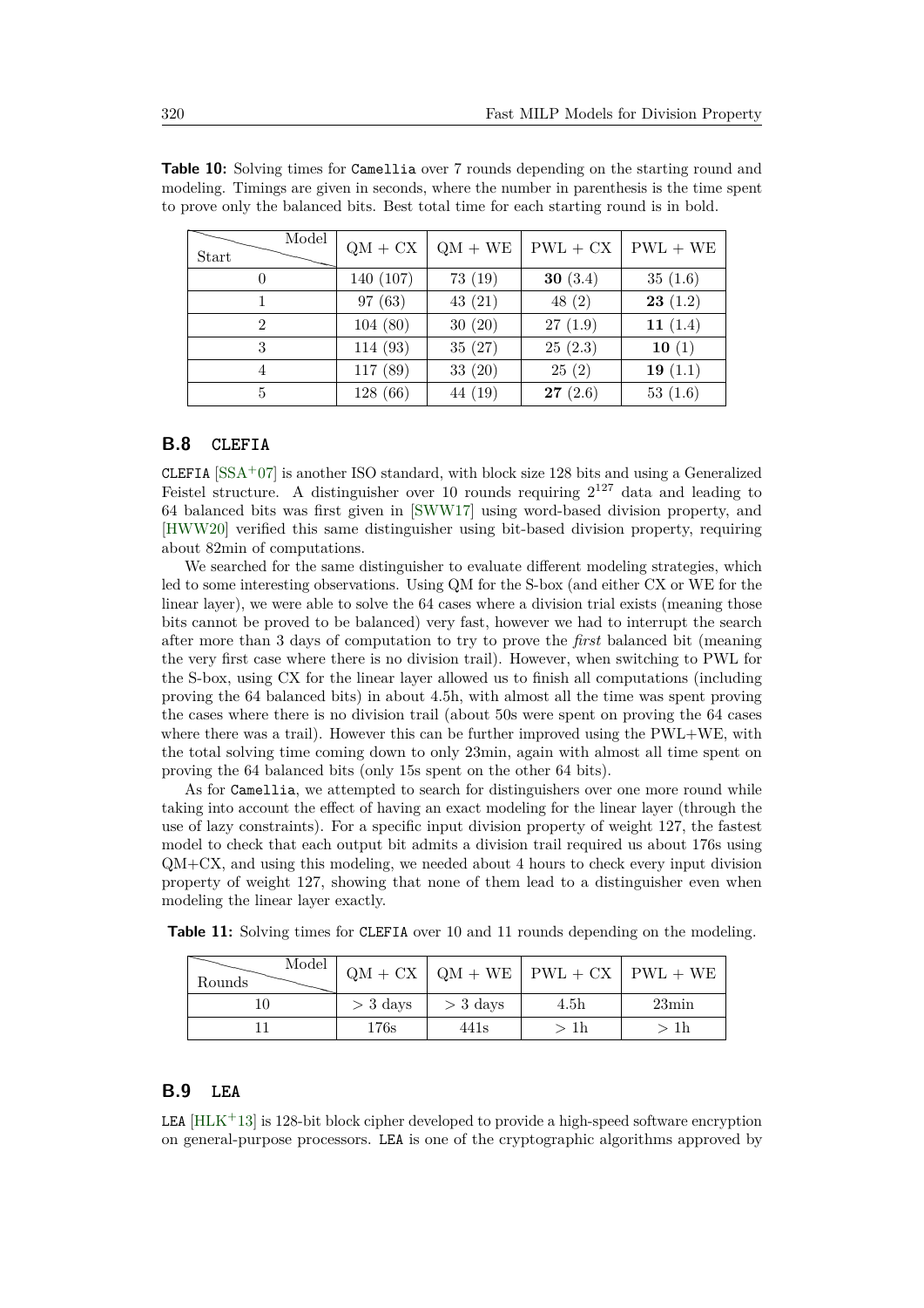**Table 10:** Solving times for `Camellia` over 7 rounds depending on the starting round and modeling. Timings are given in seconds, where the number in parenthesis is the time spent to prove only the balanced bits. Best total time for each starting round is in bold.

| Start \ Model | QM + CX | QM + WE | PWL + CX | PWL + WE |
|---|---|---|---|---|
| 0 | 140 (107) | 73 (19) | **30** (3.4) | 35 (1.6) |
| 1 | 97 (63) | 43 (21) | 48 (2) | **23** (1.2) |
| 2 | 104 (80) | 30 (20) | 27 (1.9) | **11** (1.4) |
| 3 | 114 (93) | 35 (27) | 25 (2.3) | **10** (1) |
| 4 | 117 (89) | 33 (20) | 25 (2) | **19** (1.1) |
| 5 | 128 (66) | 44 (19) | **27** (2.6) | 53 (1.6) |

### B.8 CLEFIA

`CLEFIA` [SSA+07] is another ISO standard, with block size 128 bits and using a Generalized Feistel structure. A distinguisher over 10 rounds requiring $2^{127}$ data and leading to 64 balanced bits was first given in [SWW17] using word-based division property, and [HWW20] verified this same distinguisher using bit-based division property, requiring about 82min of computations.

We searched for the same distinguisher to evaluate different modeling strategies, which led to some interesting observations. Using QM for the S-box (and either CX or WE for the linear layer), we were able to solve the 64 cases where a division trial exists (meaning those bits cannot be proved to be balanced) very fast, however we had to interrupt the search after more than 3 days of computation to try to prove the *first* balanced bit (meaning the very first case where there is no division trail). However, when switching to PWL for the S-box, using CX for the linear layer allowed us to finish all computations (including proving the 64 balanced bits) in about 4.5h, with almost all the time was spent proving the cases where there is no division trail (about 50s were spent on proving the 64 cases where there was a trail). However this can be further improved using the PWL+WE, with the total solving time coming down to only 23min, again with almost all time spent on proving the 64 balanced bits (only 15s spent on the other 64 bits).

As for `Camellia`, we attempted to search for distinguishers over one more round while taking into account the effect of having an exact modeling for the linear layer (through the use of lazy constraints). For a specific input division property of weight 127, the fastest model to check that each output bit admits a division trail required us about 176s using QM+CX, and using this modeling, we needed about 4 hours to check every input division property of weight 127, showing that none of them lead to a distinguisher even when modeling the linear layer exactly.

**Table 11:** Solving times for `CLEFIA` over 10 and 11 rounds depending on the modeling.

| Rounds \ Model | QM + CX | QM + WE | PWL + CX | PWL + WE |
|---|---|---|---|---|
| 10 | > 3 days | > 3 days | 4.5h | 23min |
| 11 | 176s | 441s | > 1h | > 1h |

### B.9 LEA

`LEA` [HLK+13] is 128-bit block cipher developed to provide a high-speed software encryption on general-purpose processors. `LEA` is one of the cryptographic algorithms approved by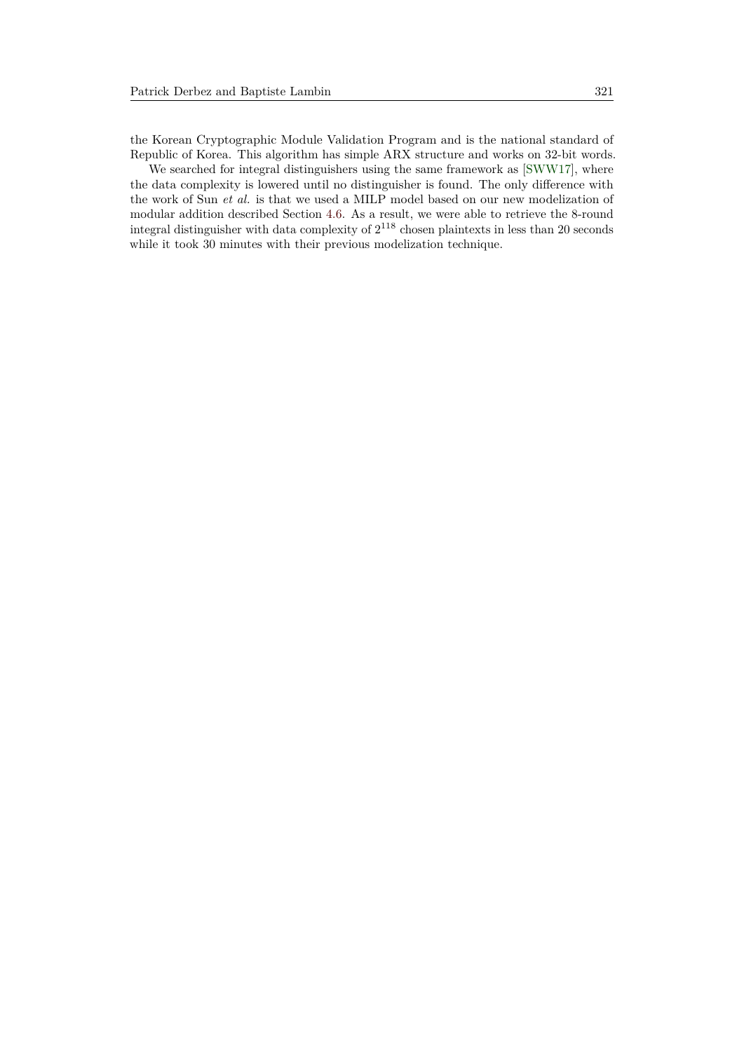the Korean Cryptographic Module Validation Program and is the national standard of Republic of Korea. This algorithm has simple ARX structure and works on 32-bit words.

We searched for integral distinguishers using the same framework as [SWW17], where the data complexity is lowered until no distinguisher is found. The only difference with the work of Sun *et al.* is that we used a MILP model based on our new modelization of modular addition described Section 4.6. As a result, we were able to retrieve the 8-round integral distinguisher with data complexity of $2^{118}$ chosen plaintexts in less than 20 seconds while it took 30 minutes with their previous modelization technique.